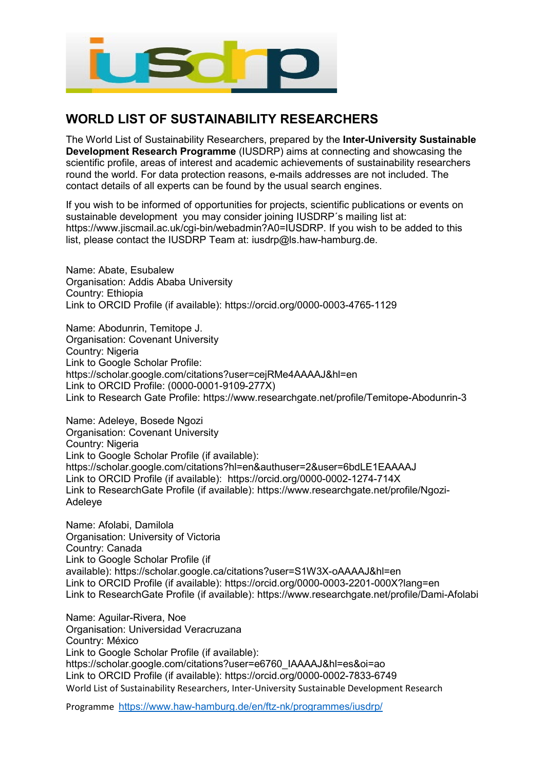# WORLD LIST OF SUSTAINABILITY RESEARCHERS

The World List of Sustainability Researchers, prepared by the **Inter-University Sustainable Development Research Programme** (IUSDRP) aims at connecting and showcasing the scientific profile, areas of interest and academic achievements of sustainability researchers round the world. For data protection reasons, e-mails addresses are not included. The contact details of all experts can be found by the usual search engines.

If you wish to be informed of opportunities for projects, scientific publications or events on sustainable development you may consider joining IUSDRP´s mailing list at: https://www.jiscmail.ac.uk/cgi-bin/webadmin?A0=IUSDRP. If you wish to be added to this list, please contact the IUSDRP Team at: iusdrp@ls.haw-hamburg.de.

Name: Abate, Esubalew
Organisation: Addis Ababa University
Country: Ethiopia
Link to ORCID Profile (if available): https://orcid.org/0000-0003-4765-1129

Name: Abodunrin, Temitope J.
Organisation: Covenant University
Country: Nigeria
Link to Google Scholar Profile:
https://scholar.google.com/citations?user=cejRMe4AAAAJ&hl=en
Link to ORCID Profile: (0000-0001-9109-277X)
Link to Research Gate Profile: https://www.researchgate.net/profile/Temitope-Abodunrin-3

Name: Adeleye, Bosede Ngozi
Organisation: Covenant University
Country: Nigeria
Link to Google Scholar Profile (if available):
https://scholar.google.com/citations?hl=en&authuser=2&user=6bdLE1EAAAAJ
Link to ORCID Profile (if available): https://orcid.org/0000-0002-1274-714X
Link to ResearchGate Profile (if available): https://www.researchgate.net/profile/Ngozi-Adeleye

Name: Afolabi, Damilola
Organisation: University of Victoria
Country: Canada
Link to Google Scholar Profile (if available): https://scholar.google.ca/citations?user=S1W3X-oAAAAJ&hl=en
Link to ORCID Profile (if available): https://orcid.org/0000-0003-2201-000X?lang=en
Link to ResearchGate Profile (if available): https://www.researchgate.net/profile/Dami-Afolabi

Name: Aguilar-Rivera, Noe
Organisation: Universidad Veracruzana
Country: México
Link to Google Scholar Profile (if available):
https://scholar.google.com/citations?user=e6760_IAAAAJ&hl=es&oi=ao
Link to ORCID Profile (if available): https://orcid.org/0000-0002-7833-6749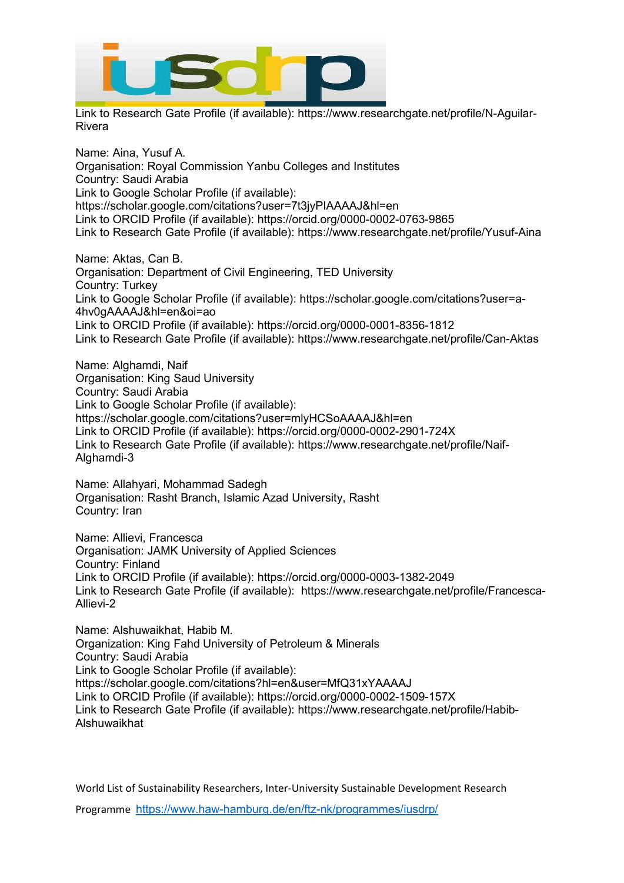Link to Research Gate Profile (if available): https://www.researchgate.net/profile/N-Aguilar-Rivera

Name: Aina, Yusuf A.
Organisation: Royal Commission Yanbu Colleges and Institutes
Country: Saudi Arabia
Link to Google Scholar Profile (if available): https://scholar.google.com/citations?user=7t3jyPIAAAAJ&hl=en
Link to ORCID Profile (if available): https://orcid.org/0000-0002-0763-9865
Link to Research Gate Profile (if available): https://www.researchgate.net/profile/Yusuf-Aina

Name: Aktas, Can B.
Organisation: Department of Civil Engineering, TED University
Country: Turkey
Link to Google Scholar Profile (if available): https://scholar.google.com/citations?user=a-4hv0gAAAAJ&hl=en&oi=ao
Link to ORCID Profile (if available): https://orcid.org/0000-0001-8356-1812
Link to Research Gate Profile (if available): https://www.researchgate.net/profile/Can-Aktas

Name: Alghamdi, Naif
Organisation: King Saud University
Country: Saudi Arabia
Link to Google Scholar Profile (if available): https://scholar.google.com/citations?user=mlyHCSoAAAAJ&hl=en
Link to ORCID Profile (if available): https://orcid.org/0000-0002-2901-724X
Link to Research Gate Profile (if available): https://www.researchgate.net/profile/Naif-Alghamdi-3

Name: Allahyari, Mohammad Sadegh
Organisation: Rasht Branch, Islamic Azad University, Rasht
Country: Iran

Name: Allievi, Francesca
Organisation: JAMK University of Applied Sciences
Country: Finland
Link to ORCID Profile (if available): https://orcid.org/0000-0003-1382-2049
Link to Research Gate Profile (if available): https://www.researchgate.net/profile/Francesca-Allievi-2

Name: Alshuwaikhat, Habib M.
Organization: King Fahd University of Petroleum & Minerals
Country: Saudi Arabia
Link to Google Scholar Profile (if available): https://scholar.google.com/citations?hl=en&user=MfQ31xYAAAAJ
Link to ORCID Profile (if available): https://orcid.org/0000-0002-1509-157X
Link to Research Gate Profile (if available): https://www.researchgate.net/profile/Habib-Alshuwaikhat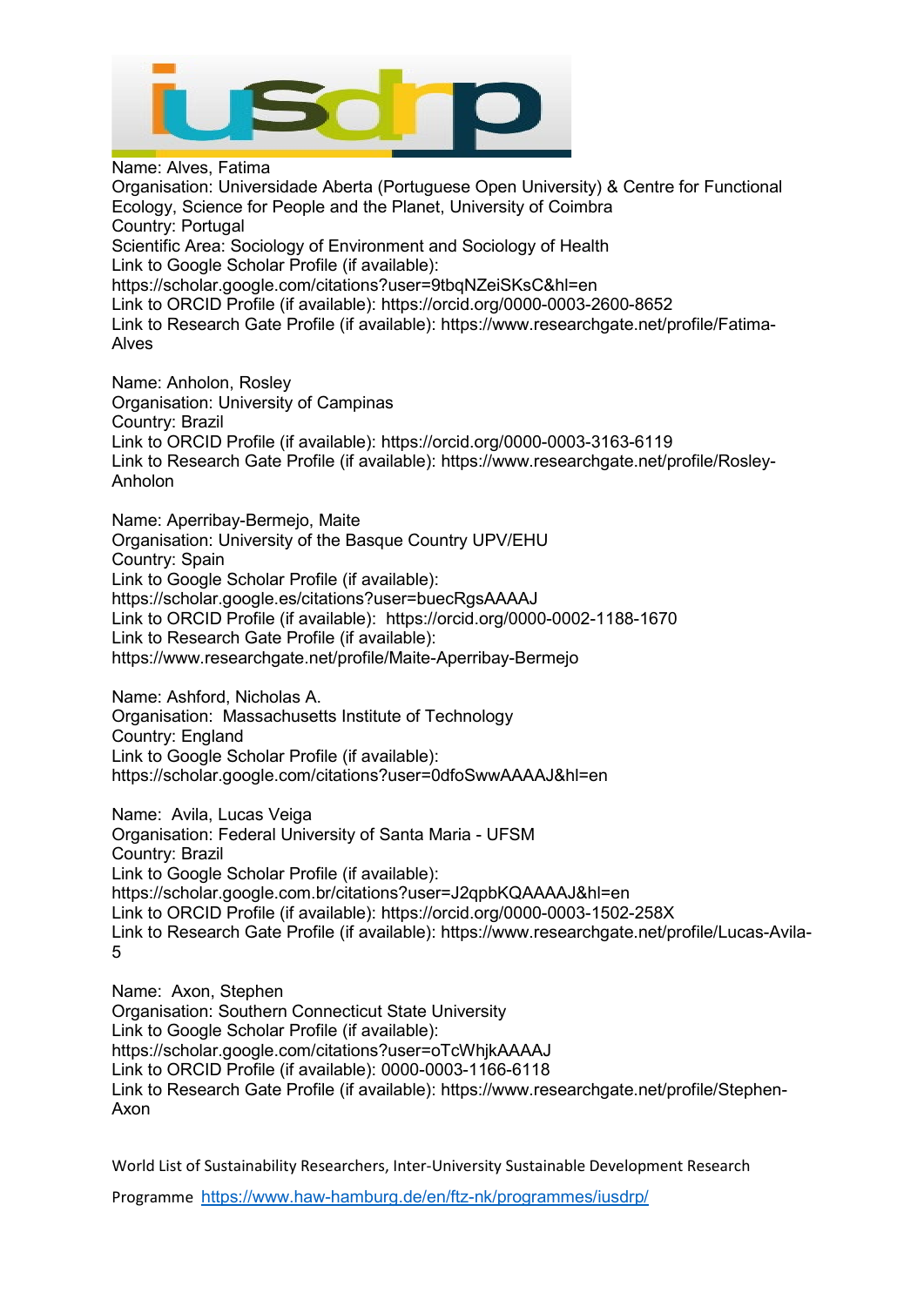Name: Alves, Fatima
Organisation: Universidade Aberta (Portuguese Open University) & Centre for Functional Ecology, Science for People and the Planet, University of Coimbra
Country: Portugal
Scientific Area: Sociology of Environment and Sociology of Health
Link to Google Scholar Profile (if available):
https://scholar.google.com/citations?user=9tbqNZeiSKsC&hl=en
Link to ORCID Profile (if available): https://orcid.org/0000-0003-2600-8652
Link to Research Gate Profile (if available): https://www.researchgate.net/profile/Fatima-Alves

Name: Anholon, Rosley
Organisation: University of Campinas
Country: Brazil
Link to ORCID Profile (if available): https://orcid.org/0000-0003-3163-6119
Link to Research Gate Profile (if available): https://www.researchgate.net/profile/Rosley-Anholon

Name: Aperribay-Bermejo, Maite
Organisation: University of the Basque Country UPV/EHU
Country: Spain
Link to Google Scholar Profile (if available):
https://scholar.google.es/citations?user=buecRgsAAAAJ
Link to ORCID Profile (if available): https://orcid.org/0000-0002-1188-1670
Link to Research Gate Profile (if available):
https://www.researchgate.net/profile/Maite-Aperribay-Bermejo

Name: Ashford, Nicholas A.
Organisation: Massachusetts Institute of Technology
Country: England
Link to Google Scholar Profile (if available):
https://scholar.google.com/citations?user=0dfoSwwAAAAJ&hl=en

Name: Avila, Lucas Veiga
Organisation: Federal University of Santa Maria - UFSM
Country: Brazil
Link to Google Scholar Profile (if available):
https://scholar.google.com.br/citations?user=J2qpbKQAAAAJ&hl=en
Link to ORCID Profile (if available): https://orcid.org/0000-0003-1502-258X
Link to Research Gate Profile (if available): https://www.researchgate.net/profile/Lucas-Avila-5

Name: Axon, Stephen
Organisation: Southern Connecticut State University
Link to Google Scholar Profile (if available):
https://scholar.google.com/citations?user=oTcWhjkAAAAJ
Link to ORCID Profile (if available): 0000-0003-1166-6118
Link to Research Gate Profile (if available): https://www.researchgate.net/profile/Stephen-Axon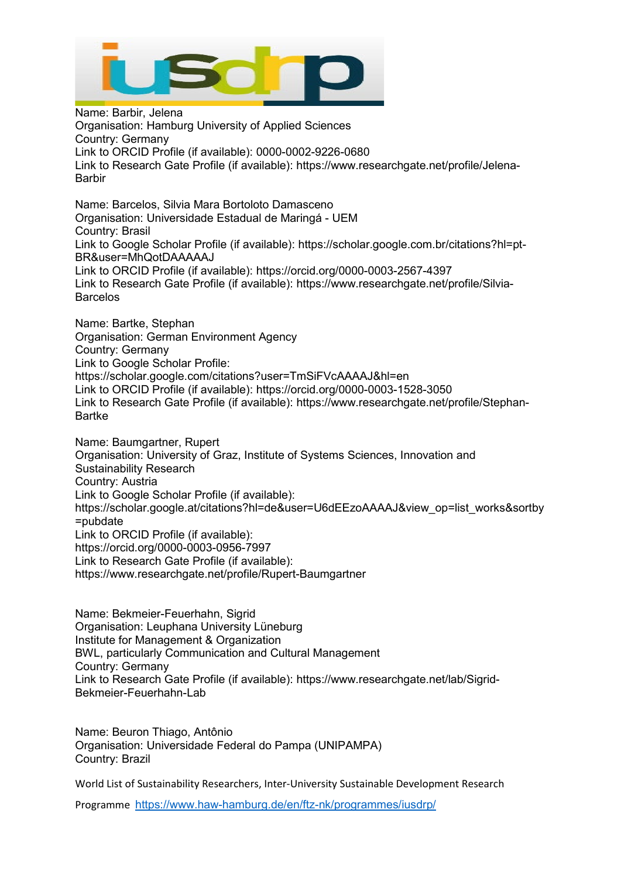Name: Barbir, Jelena
Organisation: Hamburg University of Applied Sciences
Country: Germany
Link to ORCID Profile (if available): 0000-0002-9226-0680
Link to Research Gate Profile (if available): https://www.researchgate.net/profile/Jelena-Barbir

Name: Barcelos, Silvia Mara Bortoloto Damasceno
Organisation: Universidade Estadual de Maringá - UEM
Country: Brasil
Link to Google Scholar Profile (if available): https://scholar.google.com.br/citations?hl=pt-BR&user=MhQotDAAAAAJ
Link to ORCID Profile (if available): https://orcid.org/0000-0003-2567-4397
Link to Research Gate Profile (if available): https://www.researchgate.net/profile/Silvia-Barcelos

Name: Bartke, Stephan
Organisation: German Environment Agency
Country: Germany
Link to Google Scholar Profile:
https://scholar.google.com/citations?user=TmSiFVcAAAAJ&hl=en
Link to ORCID Profile (if available): https://orcid.org/0000-0003-1528-3050
Link to Research Gate Profile (if available): https://www.researchgate.net/profile/Stephan-Bartke

Name: Baumgartner, Rupert
Organisation: University of Graz, Institute of Systems Sciences, Innovation and Sustainability Research
Country: Austria
Link to Google Scholar Profile (if available):
https://scholar.google.at/citations?hl=de&user=U6dEEzoAAAAJ&view_op=list_works&sortby=pubdate
Link to ORCID Profile (if available):
https://orcid.org/0000-0003-0956-7997
Link to Research Gate Profile (if available):
https://www.researchgate.net/profile/Rupert-Baumgartner

Name: Bekmeier-Feuerhahn, Sigrid
Organisation: Leuphana University Lüneburg
Institute for Management & Organization
BWL, particularly Communication and Cultural Management
Country: Germany
Link to Research Gate Profile (if available): https://www.researchgate.net/lab/Sigrid-Bekmeier-Feuerhahn-Lab

Name: Beuron Thiago, Antônio
Organisation: Universidade Federal do Pampa (UNIPAMPA)
Country: Brazil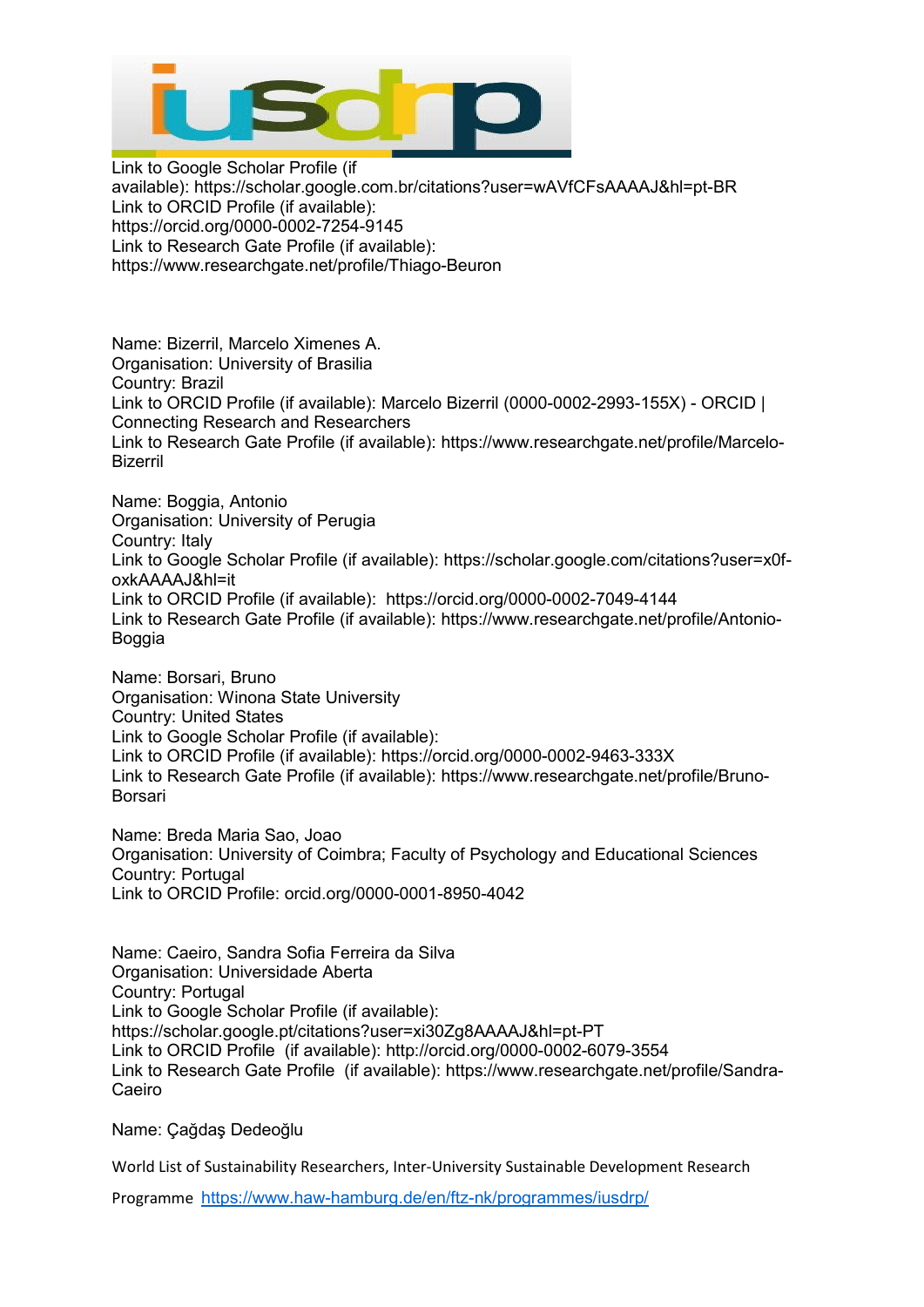Link to Google Scholar Profile (if available): https://scholar.google.com.br/citations?user=wAVfCFsAAAAJ&hl=pt-BR
Link to ORCID Profile (if available): https://orcid.org/0000-0002-7254-9145
Link to Research Gate Profile (if available): https://www.researchgate.net/profile/Thiago-Beuron

Name: Bizerril, Marcelo Ximenes A.
Organisation: University of Brasilia
Country: Brazil
Link to ORCID Profile (if available): Marcelo Bizerril (0000-0002-2993-155X) - ORCID | Connecting Research and Researchers
Link to Research Gate Profile (if available): https://www.researchgate.net/profile/Marcelo-Bizerril

Name: Boggia, Antonio
Organisation: University of Perugia
Country: Italy
Link to Google Scholar Profile (if available): https://scholar.google.com/citations?user=x0f-oxkAAAAJ&hl=it
Link to ORCID Profile (if available): https://orcid.org/0000-0002-7049-4144
Link to Research Gate Profile (if available): https://www.researchgate.net/profile/Antonio-Boggia

Name: Borsari, Bruno
Organisation: Winona State University
Country: United States
Link to Google Scholar Profile (if available):
Link to ORCID Profile (if available): https://orcid.org/0000-0002-9463-333X
Link to Research Gate Profile (if available): https://www.researchgate.net/profile/Bruno-Borsari

Name: Breda Maria Sao, Joao
Organisation: University of Coimbra; Faculty of Psychology and Educational Sciences
Country: Portugal
Link to ORCID Profile: orcid.org/0000-0001-8950-4042

Name: Caeiro, Sandra Sofia Ferreira da Silva
Organisation: Universidade Aberta
Country: Portugal
Link to Google Scholar Profile (if available): https://scholar.google.pt/citations?user=xi30Zg8AAAAJ&hl=pt-PT
Link to ORCID Profile (if available): http://orcid.org/0000-0002-6079-3554
Link to Research Gate Profile (if available): https://www.researchgate.net/profile/Sandra-Caeiro

Name: Çağdaş Dedeoğlu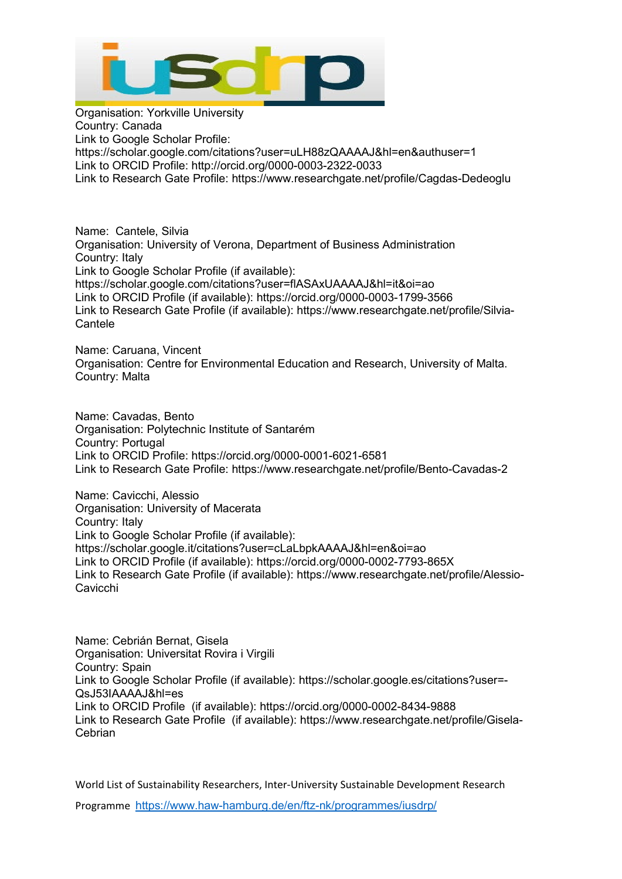Organisation: Yorkville University
Country: Canada
Link to Google Scholar Profile:
https://scholar.google.com/citations?user=uLH88zQAAAAJ&hl=en&authuser=1
Link to ORCID Profile: http://orcid.org/0000-0003-2322-0033
Link to Research Gate Profile: https://www.researchgate.net/profile/Cagdas-Dedeoglu

Name: Cantele, Silvia
Organisation: University of Verona, Department of Business Administration
Country: Italy
Link to Google Scholar Profile (if available):
https://scholar.google.com/citations?user=flASAxUAAAAJ&hl=it&oi=ao
Link to ORCID Profile (if available): https://orcid.org/0000-0003-1799-3566
Link to Research Gate Profile (if available): https://www.researchgate.net/profile/Silvia-Cantele

Name: Caruana, Vincent
Organisation: Centre for Environmental Education and Research, University of Malta.
Country: Malta

Name: Cavadas, Bento
Organisation: Polytechnic Institute of Santarém
Country: Portugal
Link to ORCID Profile: https://orcid.org/0000-0001-6021-6581
Link to Research Gate Profile: https://www.researchgate.net/profile/Bento-Cavadas-2

Name: Cavicchi, Alessio
Organisation: University of Macerata
Country: Italy
Link to Google Scholar Profile (if available):
https://scholar.google.it/citations?user=cLaLbpkAAAAJ&hl=en&oi=ao
Link to ORCID Profile (if available): https://orcid.org/0000-0002-7793-865X
Link to Research Gate Profile (if available): https://www.researchgate.net/profile/Alessio-Cavicchi

Name: Cebrián Bernat, Gisela
Organisation: Universitat Rovira i Virgili
Country: Spain
Link to Google Scholar Profile (if available): https://scholar.google.es/citations?user=-QsJ53IAAAAJ&hl=es
Link to ORCID Profile (if available): https://orcid.org/0000-0002-8434-9888
Link to Research Gate Profile (if available): https://www.researchgate.net/profile/Gisela-Cebrian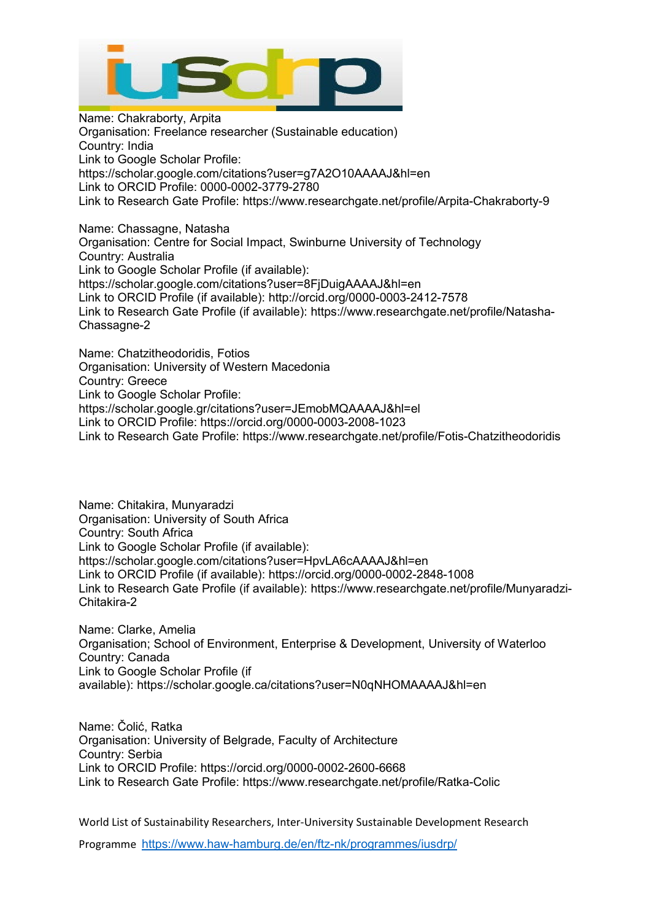Name: Chakraborty, Arpita
Organisation: Freelance researcher (Sustainable education)
Country: India
Link to Google Scholar Profile:
https://scholar.google.com/citations?user=g7A2O10AAAAJ&hl=en
Link to ORCID Profile: 0000-0002-3779-2780
Link to Research Gate Profile: https://www.researchgate.net/profile/Arpita-Chakraborty-9

Name: Chassagne, Natasha
Organisation: Centre for Social Impact, Swinburne University of Technology
Country: Australia
Link to Google Scholar Profile (if available):
https://scholar.google.com/citations?user=8FjDuigAAAAJ&hl=en
Link to ORCID Profile (if available): http://orcid.org/0000-0003-2412-7578
Link to Research Gate Profile (if available): https://www.researchgate.net/profile/Natasha-Chassagne-2

Name: Chatzitheodoridis, Fotios
Organisation: University of Western Macedonia
Country: Greece
Link to Google Scholar Profile:
https://scholar.google.gr/citations?user=JEmobMQAAAAJ&hl=el
Link to ORCID Profile: https://orcid.org/0000-0003-2008-1023
Link to Research Gate Profile: https://www.researchgate.net/profile/Fotis-Chatzitheodoridis

Name: Chitakira, Munyaradzi
Organisation: University of South Africa
Country: South Africa
Link to Google Scholar Profile (if available):
https://scholar.google.com/citations?user=HpvLA6cAAAAJ&hl=en
Link to ORCID Profile (if available): https://orcid.org/0000-0002-2848-1008
Link to Research Gate Profile (if available): https://www.researchgate.net/profile/Munyaradzi-Chitakira-2

Name: Clarke, Amelia
Organisation; School of Environment, Enterprise & Development, University of Waterloo
Country: Canada
Link to Google Scholar Profile (if available): https://scholar.google.ca/citations?user=N0qNHOMAAAAJ&hl=en

Name: Čolić, Ratka
Organisation: University of Belgrade, Faculty of Architecture
Country: Serbia
Link to ORCID Profile: https://orcid.org/0000-0002-2600-6668
Link to Research Gate Profile: https://www.researchgate.net/profile/Ratka-Colic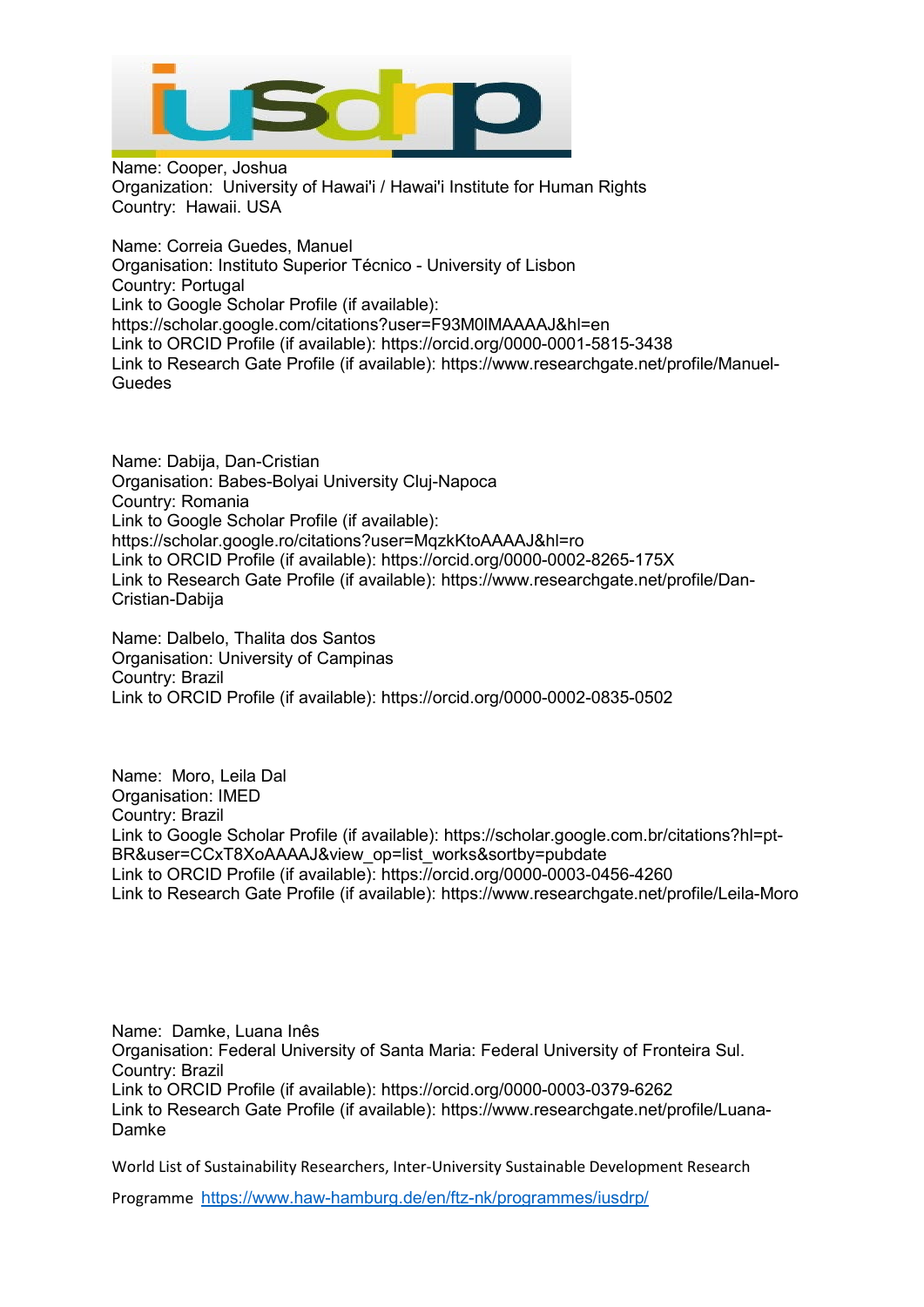Name: Cooper, Joshua
Organization: University of Hawai'i / Hawai'i Institute for Human Rights
Country: Hawaii. USA

Name: Correia Guedes, Manuel
Organisation: Instituto Superior Técnico - University of Lisbon
Country: Portugal
Link to Google Scholar Profile (if available): https://scholar.google.com/citations?user=F93M0lMAAAAJ&hl=en
Link to ORCID Profile (if available): https://orcid.org/0000-0001-5815-3438
Link to Research Gate Profile (if available): https://www.researchgate.net/profile/Manuel-Guedes

Name: Dabija, Dan-Cristian
Organisation: Babes-Bolyai University Cluj-Napoca
Country: Romania
Link to Google Scholar Profile (if available): https://scholar.google.ro/citations?user=MqzkKtoAAAAJ&hl=ro
Link to ORCID Profile (if available): https://orcid.org/0000-0002-8265-175X
Link to Research Gate Profile (if available): https://www.researchgate.net/profile/Dan-Cristian-Dabija

Name: Dalbelo, Thalita dos Santos
Organisation: University of Campinas
Country: Brazil
Link to ORCID Profile (if available): https://orcid.org/0000-0002-0835-0502

Name: Moro, Leila Dal
Organisation: IMED
Country: Brazil
Link to Google Scholar Profile (if available): https://scholar.google.com.br/citations?hl=pt-BR&user=CCxT8XoAAAAJ&view_op=list_works&sortby=pubdate
Link to ORCID Profile (if available): https://orcid.org/0000-0003-0456-4260
Link to Research Gate Profile (if available): https://www.researchgate.net/profile/Leila-Moro

Name: Damke, Luana Inês
Organisation: Federal University of Santa Maria: Federal University of Fronteira Sul.
Country: Brazil
Link to ORCID Profile (if available): https://orcid.org/0000-0003-0379-6262
Link to Research Gate Profile (if available): https://www.researchgate.net/profile/Luana-Damke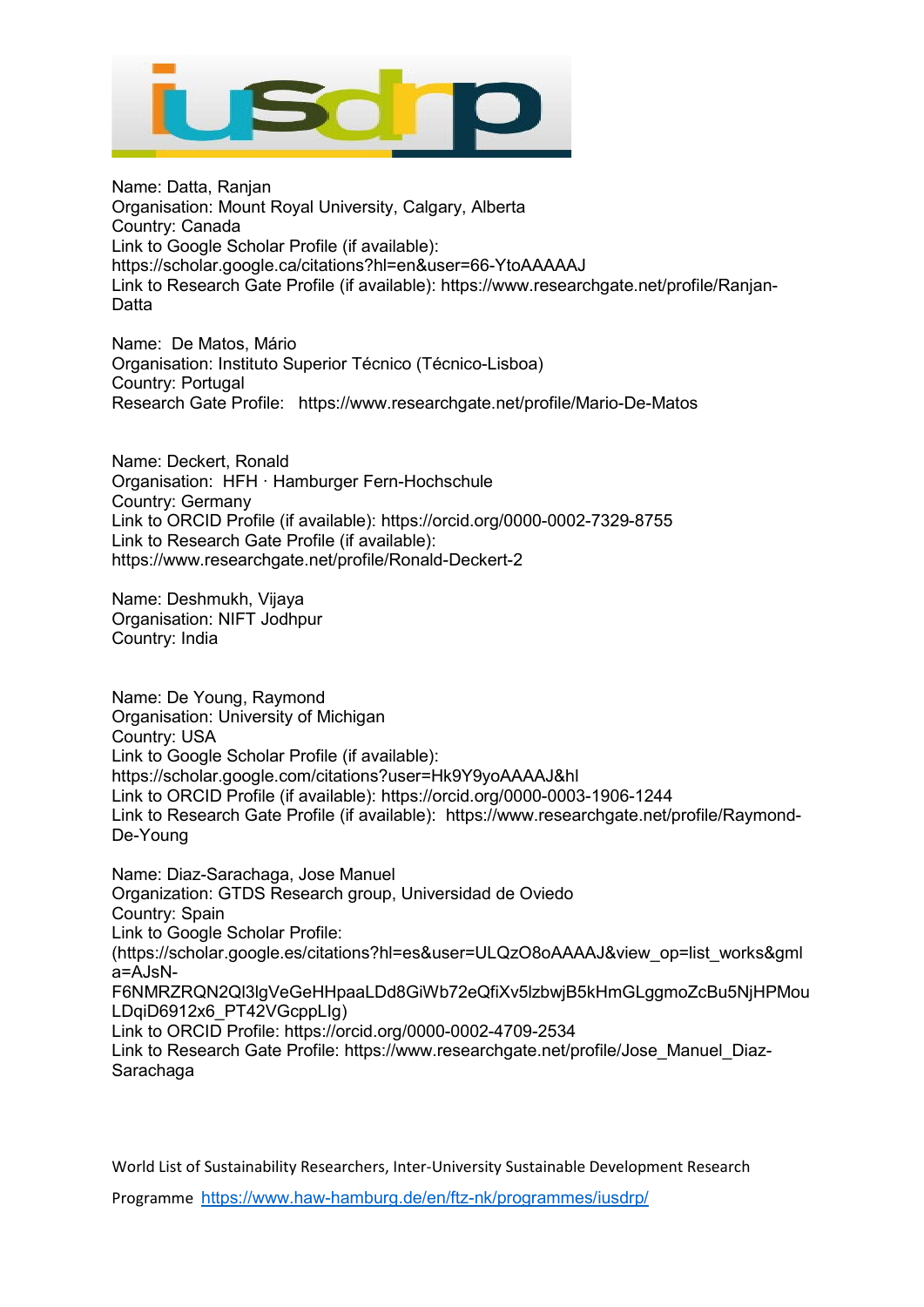Name: Datta, Ranjan
Organisation: Mount Royal University, Calgary, Alberta
Country: Canada
Link to Google Scholar Profile (if available):
https://scholar.google.ca/citations?hl=en&user=66-YtoAAAAAJ
Link to Research Gate Profile (if available): https://www.researchgate.net/profile/Ranjan-Datta

Name: De Matos, Mário
Organisation: Instituto Superior Técnico (Técnico-Lisboa)
Country: Portugal
Research Gate Profile: https://www.researchgate.net/profile/Mario-De-Matos

Name: Deckert, Ronald
Organisation: HFH · Hamburger Fern-Hochschule
Country: Germany
Link to ORCID Profile (if available): https://orcid.org/0000-0002-7329-8755
Link to Research Gate Profile (if available):
https://www.researchgate.net/profile/Ronald-Deckert-2

Name: Deshmukh, Vijaya
Organisation: NIFT Jodhpur
Country: India

Name: De Young, Raymond
Organisation: University of Michigan
Country: USA
Link to Google Scholar Profile (if available):
https://scholar.google.com/citations?user=Hk9Y9yoAAAAJ&hl
Link to ORCID Profile (if available): https://orcid.org/0000-0003-1906-1244
Link to Research Gate Profile (if available): https://www.researchgate.net/profile/Raymond-De-Young

Name: Diaz-Sarachaga, Jose Manuel
Organization: GTDS Research group, Universidad de Oviedo
Country: Spain
Link to Google Scholar Profile:
(https://scholar.google.es/citations?hl=es&user=ULQzO8oAAAAJ&view_op=list_works&gmla=AJsN-F6NMRZRQN2Ql3lgVeGeHHpaaLDd8GiWb72eQfiXv5lzbwjB5kHmGLggmoZcBu5NjHPMouLDqiD6912x6_PT42VGcppLIg)
Link to ORCID Profile: https://orcid.org/0000-0002-4709-2534
Link to Research Gate Profile: https://www.researchgate.net/profile/Jose_Manuel_Diaz-Sarachaga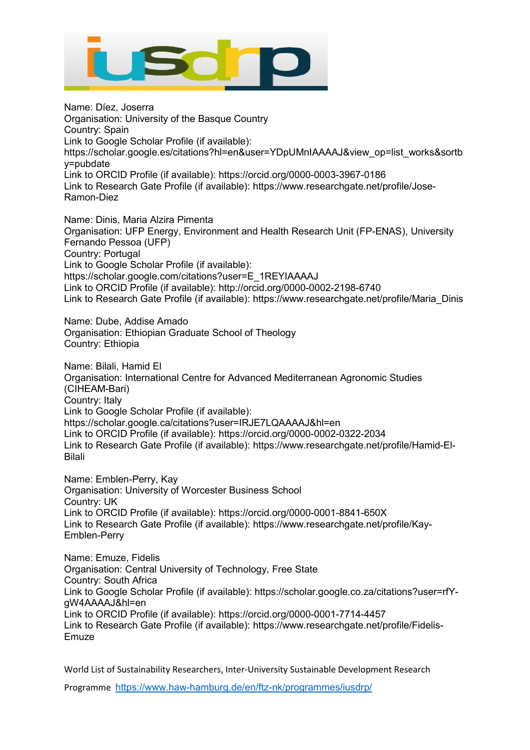Name: Díez, Joserra
Organisation: University of the Basque Country
Country: Spain
Link to Google Scholar Profile (if available): https://scholar.google.es/citations?hl=en&user=YDpUMnIAAAAJ&view_op=list_works&sortby=pubdate
Link to ORCID Profile (if available): https://orcid.org/0000-0003-3967-0186
Link to Research Gate Profile (if available): https://www.researchgate.net/profile/Jose-Ramon-Diez

Name: Dinis, Maria Alzira Pimenta
Organisation: UFP Energy, Environment and Health Research Unit (FP-ENAS), University Fernando Pessoa (UFP)
Country: Portugal
Link to Google Scholar Profile (if available): https://scholar.google.com/citations?user=E_1REYIAAAAJ
Link to ORCID Profile (if available): http://orcid.org/0000-0002-2198-6740
Link to Research Gate Profile (if available): https://www.researchgate.net/profile/Maria_Dinis

Name: Dube, Addise Amado
Organisation: Ethiopian Graduate School of Theology
Country: Ethiopia

Name: Bilali, Hamid El
Organisation: International Centre for Advanced Mediterranean Agronomic Studies (CIHEAM-Bari)
Country: Italy
Link to Google Scholar Profile (if available): https://scholar.google.ca/citations?user=IRJE7LQAAAAJ&hl=en
Link to ORCID Profile (if available): https://orcid.org/0000-0002-0322-2034
Link to Research Gate Profile (if available): https://www.researchgate.net/profile/Hamid-El-Bilali

Name: Emblen-Perry, Kay
Organisation: University of Worcester Business School
Country: UK
Link to ORCID Profile (if available): https://orcid.org/0000-0001-8841-650X
Link to Research Gate Profile (if available): https://www.researchgate.net/profile/Kay-Emblen-Perry

Name: Emuze, Fidelis
Organisation: Central University of Technology, Free State
Country: South Africa
Link to Google Scholar Profile (if available): https://scholar.google.co.za/citations?user=rfY-gW4AAAAJ&hl=en
Link to ORCID Profile (if available): https://orcid.org/0000-0001-7714-4457
Link to Research Gate Profile (if available): https://www.researchgate.net/profile/Fidelis-Emuze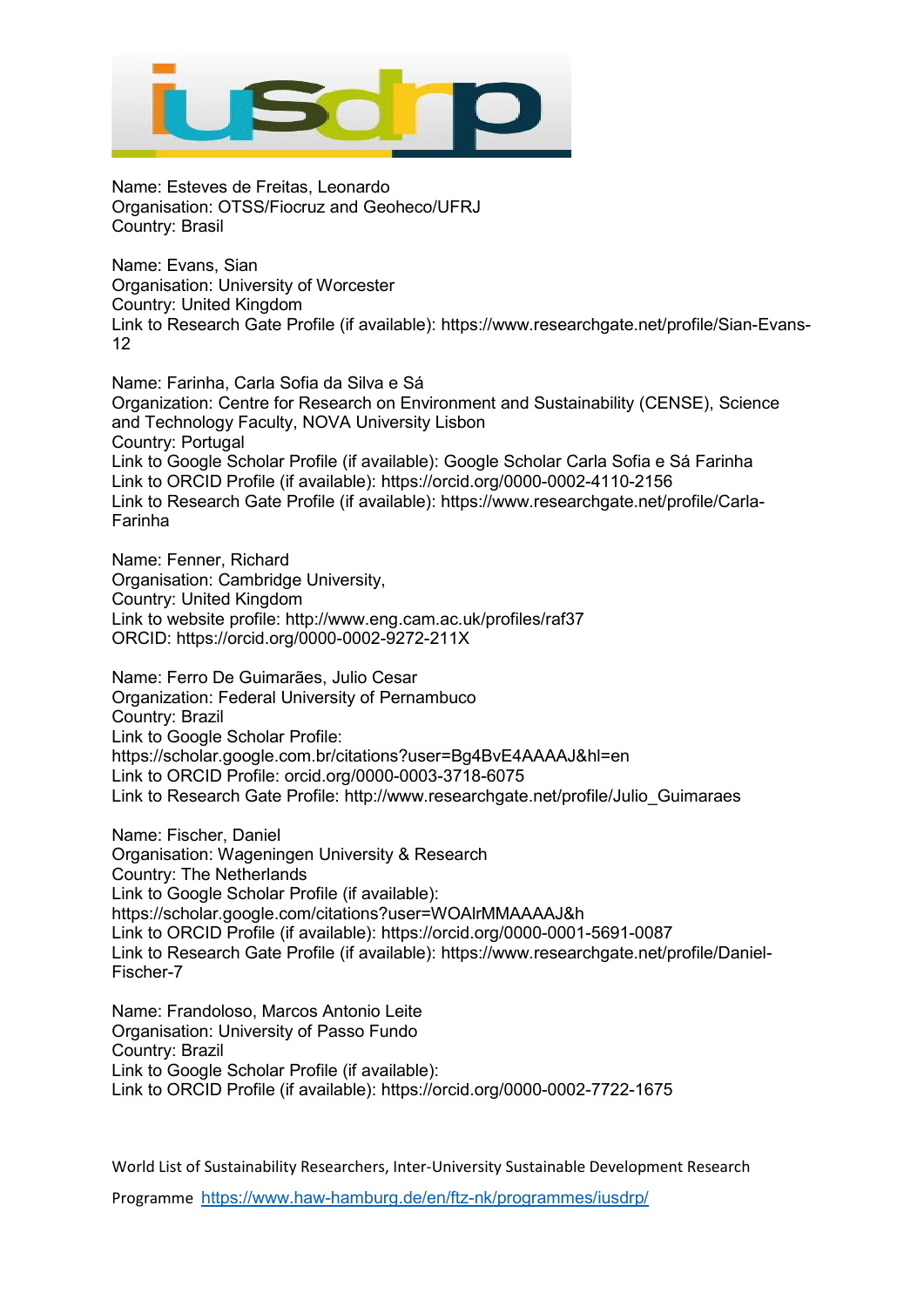Name: Esteves de Freitas, Leonardo
Organisation: OTSS/Fiocruz and Geoheco/UFRJ
Country: Brasil

Name: Evans, Sian
Organisation: University of Worcester
Country: United Kingdom
Link to Research Gate Profile (if available): https://www.researchgate.net/profile/Sian-Evans-12

Name: Farinha, Carla Sofia da Silva e Sá
Organization: Centre for Research on Environment and Sustainability (CENSE), Science and Technology Faculty, NOVA University Lisbon
Country: Portugal
Link to Google Scholar Profile (if available): Google Scholar Carla Sofia e Sá Farinha
Link to ORCID Profile (if available): https://orcid.org/0000-0002-4110-2156
Link to Research Gate Profile (if available): https://www.researchgate.net/profile/Carla-Farinha

Name: Fenner, Richard
Organisation: Cambridge University,
Country: United Kingdom
Link to website profile: http://www.eng.cam.ac.uk/profiles/raf37
ORCID: https://orcid.org/0000-0002-9272-211X

Name: Ferro De Guimarães, Julio Cesar
Organization: Federal University of Pernambuco
Country: Brazil
Link to Google Scholar Profile:
https://scholar.google.com.br/citations?user=Bg4BvE4AAAAJ&hl=en
Link to ORCID Profile: orcid.org/0000-0003-3718-6075
Link to Research Gate Profile: http://www.researchgate.net/profile/Julio_Guimaraes

Name: Fischer, Daniel
Organisation: Wageningen University & Research
Country: The Netherlands
Link to Google Scholar Profile (if available):
https://scholar.google.com/citations?user=WOAlrMMAAAAJ&h
Link to ORCID Profile (if available): https://orcid.org/0000-0001-5691-0087
Link to Research Gate Profile (if available): https://www.researchgate.net/profile/Daniel-Fischer-7

Name: Frandoloso, Marcos Antonio Leite
Organisation: University of Passo Fundo
Country: Brazil
Link to Google Scholar Profile (if available):
Link to ORCID Profile (if available): https://orcid.org/0000-0002-7722-1675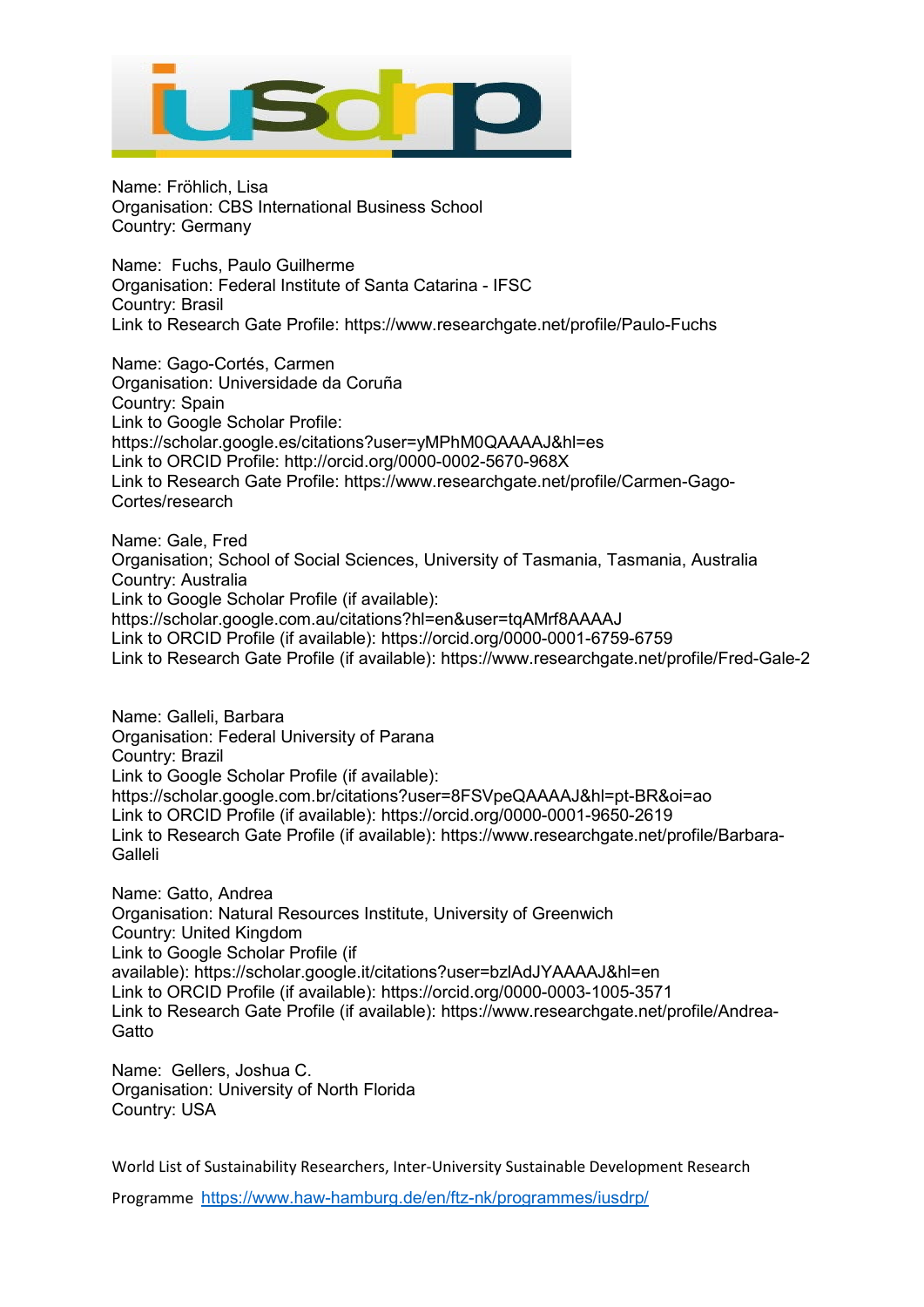Name: Fröhlich, Lisa
Organisation: CBS International Business School
Country: Germany

Name: Fuchs, Paulo Guilherme
Organisation: Federal Institute of Santa Catarina - IFSC
Country: Brasil
Link to Research Gate Profile: https://www.researchgate.net/profile/Paulo-Fuchs

Name: Gago-Cortés, Carmen
Organisation: Universidade da Coruña
Country: Spain
Link to Google Scholar Profile:
https://scholar.google.es/citations?user=yMPhM0QAAAAJ&hl=es
Link to ORCID Profile: http://orcid.org/0000-0002-5670-968X
Link to Research Gate Profile: https://www.researchgate.net/profile/Carmen-Gago-Cortes/research

Name: Gale, Fred
Organisation; School of Social Sciences, University of Tasmania, Tasmania, Australia
Country: Australia
Link to Google Scholar Profile (if available):
https://scholar.google.com.au/citations?hl=en&user=tqAMrf8AAAAJ
Link to ORCID Profile (if available): https://orcid.org/0000-0001-6759-6759
Link to Research Gate Profile (if available): https://www.researchgate.net/profile/Fred-Gale-2

Name: Galleli, Barbara
Organisation: Federal University of Parana
Country: Brazil
Link to Google Scholar Profile (if available):
https://scholar.google.com.br/citations?user=8FSVpeQAAAAJ&hl=pt-BR&oi=ao
Link to ORCID Profile (if available): https://orcid.org/0000-0001-9650-2619
Link to Research Gate Profile (if available): https://www.researchgate.net/profile/Barbara-Galleli

Name: Gatto, Andrea
Organisation: Natural Resources Institute, University of Greenwich
Country: United Kingdom
Link to Google Scholar Profile (if available): https://scholar.google.it/citations?user=bzlAdJYAAAAJ&hl=en
Link to ORCID Profile (if available): https://orcid.org/0000-0003-1005-3571
Link to Research Gate Profile (if available): https://www.researchgate.net/profile/Andrea-Gatto

Name: Gellers, Joshua C.
Organisation: University of North Florida
Country: USA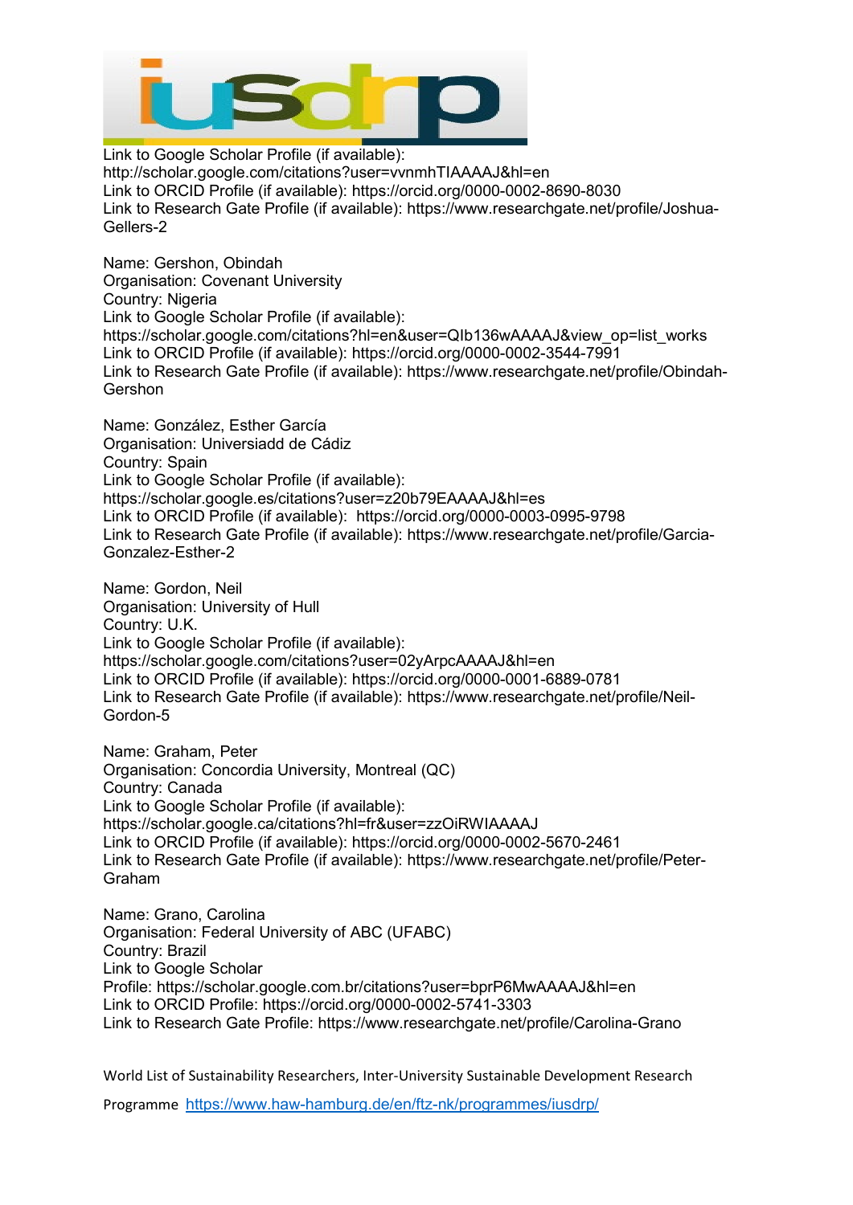Link to Google Scholar Profile (if available): http://scholar.google.com/citations?user=vvnmhTIAAAAJ&hl=en
Link to ORCID Profile (if available): https://orcid.org/0000-0002-8690-8030
Link to Research Gate Profile (if available): https://www.researchgate.net/profile/Joshua-Gellers-2

Name: Gershon, Obindah
Organisation: Covenant University
Country: Nigeria
Link to Google Scholar Profile (if available): https://scholar.google.com/citations?hl=en&user=QIb136wAAAAJ&view_op=list_works
Link to ORCID Profile (if available): https://orcid.org/0000-0002-3544-7991
Link to Research Gate Profile (if available): https://www.researchgate.net/profile/Obindah-Gershon

Name: González, Esther García
Organisation: Universiadd de Cádiz
Country: Spain
Link to Google Scholar Profile (if available): https://scholar.google.es/citations?user=z20b79EAAAAJ&hl=es
Link to ORCID Profile (if available): https://orcid.org/0000-0003-0995-9798
Link to Research Gate Profile (if available): https://www.researchgate.net/profile/Garcia-Gonzalez-Esther-2

Name: Gordon, Neil
Organisation: University of Hull
Country: U.K.
Link to Google Scholar Profile (if available): https://scholar.google.com/citations?user=02yArpcAAAAJ&hl=en
Link to ORCID Profile (if available): https://orcid.org/0000-0001-6889-0781
Link to Research Gate Profile (if available): https://www.researchgate.net/profile/Neil-Gordon-5

Name: Graham, Peter
Organisation: Concordia University, Montreal (QC)
Country: Canada
Link to Google Scholar Profile (if available): https://scholar.google.ca/citations?hl=fr&user=zzOiRWIAAAAJ
Link to ORCID Profile (if available): https://orcid.org/0000-0002-5670-2461
Link to Research Gate Profile (if available): https://www.researchgate.net/profile/Peter-Graham

Name: Grano, Carolina
Organisation: Federal University of ABC (UFABC)
Country: Brazil
Link to Google Scholar Profile: https://scholar.google.com.br/citations?user=bprP6MwAAAAJ&hl=en
Link to ORCID Profile: https://orcid.org/0000-0002-5741-3303
Link to Research Gate Profile: https://www.researchgate.net/profile/Carolina-Grano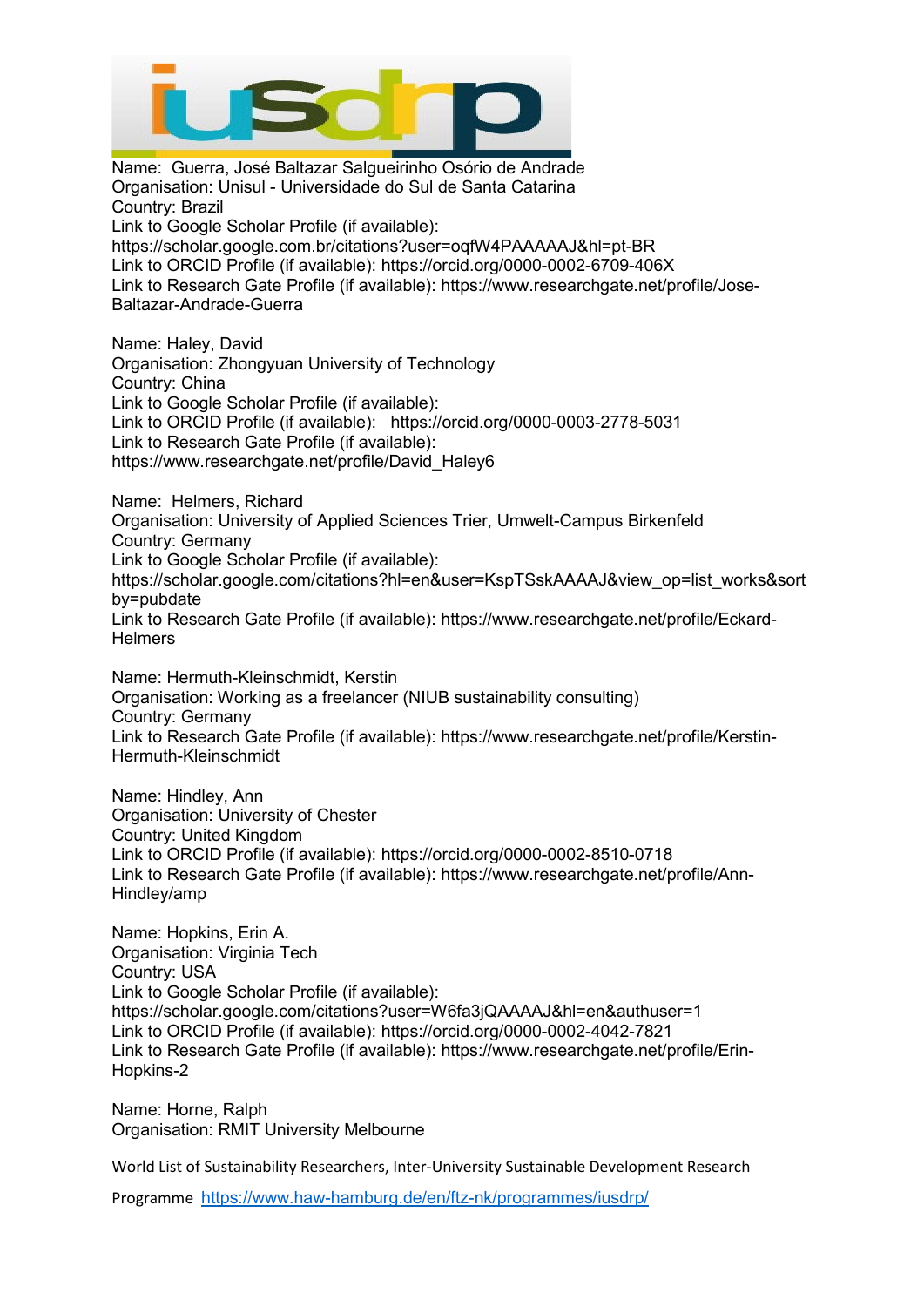Name: Guerra, José Baltazar Salgueirinho Osório de Andrade
Organisation: Unisul - Universidade do Sul de Santa Catarina
Country: Brazil
Link to Google Scholar Profile (if available):
https://scholar.google.com.br/citations?user=oqfW4PAAAAAJ&hl=pt-BR
Link to ORCID Profile (if available): https://orcid.org/0000-0002-6709-406X
Link to Research Gate Profile (if available): https://www.researchgate.net/profile/Jose-Baltazar-Andrade-Guerra

Name: Haley, David
Organisation: Zhongyuan University of Technology
Country: China
Link to Google Scholar Profile (if available):
Link to ORCID Profile (if available): https://orcid.org/0000-0003-2778-5031
Link to Research Gate Profile (if available):
https://www.researchgate.net/profile/David_Haley6

Name: Helmers, Richard
Organisation: University of Applied Sciences Trier, Umwelt-Campus Birkenfeld
Country: Germany
Link to Google Scholar Profile (if available):
https://scholar.google.com/citations?hl=en&user=KspTSskAAAAJ&view_op=list_works&sortby=pubdate
Link to Research Gate Profile (if available): https://www.researchgate.net/profile/Eckard-Helmers

Name: Hermuth-Kleinschmidt, Kerstin
Organisation: Working as a freelancer (NIUB sustainability consulting)
Country: Germany
Link to Research Gate Profile (if available): https://www.researchgate.net/profile/Kerstin-Hermuth-Kleinschmidt

Name: Hindley, Ann
Organisation: University of Chester
Country: United Kingdom
Link to ORCID Profile (if available): https://orcid.org/0000-0002-8510-0718
Link to Research Gate Profile (if available): https://www.researchgate.net/profile/Ann-Hindley/amp

Name: Hopkins, Erin A.
Organisation: Virginia Tech
Country: USA
Link to Google Scholar Profile (if available):
https://scholar.google.com/citations?user=W6fa3jQAAAAJ&hl=en&authuser=1
Link to ORCID Profile (if available): https://orcid.org/0000-0002-4042-7821
Link to Research Gate Profile (if available): https://www.researchgate.net/profile/Erin-Hopkins-2

Name: Horne, Ralph
Organisation: RMIT University Melbourne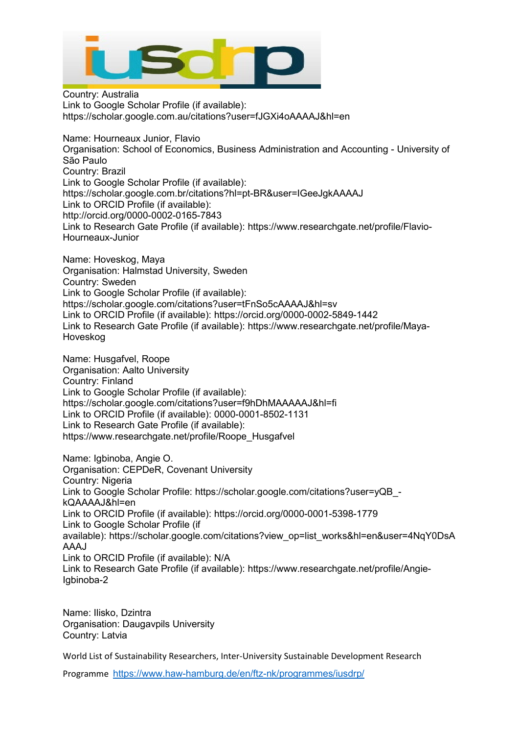Country: Australia
Link to Google Scholar Profile (if available):
https://scholar.google.com.au/citations?user=fJGXi4oAAAAJ&hl=en

Name: Hourneaux Junior, Flavio
Organisation: School of Economics, Business Administration and Accounting - University of São Paulo
Country: Brazil
Link to Google Scholar Profile (if available):
https://scholar.google.com.br/citations?hl=pt-BR&user=IGeeJgkAAAAJ
Link to ORCID Profile (if available):
http://orcid.org/0000-0002-0165-7843
Link to Research Gate Profile (if available): https://www.researchgate.net/profile/Flavio-Hourneaux-Junior

Name: Hoveskog, Maya
Organisation: Halmstad University, Sweden
Country: Sweden
Link to Google Scholar Profile (if available):
https://scholar.google.com/citations?user=tFnSo5cAAAAJ&hl=sv
Link to ORCID Profile (if available): https://orcid.org/0000-0002-5849-1442
Link to Research Gate Profile (if available): https://www.researchgate.net/profile/Maya-Hoveskog

Name: Husgafvel, Roope
Organisation: Aalto University
Country: Finland
Link to Google Scholar Profile (if available):
https://scholar.google.com/citations?user=f9hDhMAAAAAJ&hl=fi
Link to ORCID Profile (if available): 0000-0001-8502-1131
Link to Research Gate Profile (if available):
https://www.researchgate.net/profile/Roope_Husgafvel

Name: Igbinoba, Angie O.
Organisation: CEPDeR, Covenant University
Country: Nigeria
Link to Google Scholar Profile: https://scholar.google.com/citations?user=yQB_-kQAAAAJ&hl=en
Link to ORCID Profile (if available): https://orcid.org/0000-0001-5398-1779
Link to Google Scholar Profile (if available): https://scholar.google.com/citations?view_op=list_works&hl=en&user=4NqY0DsAAAAJ
Link to ORCID Profile (if available): N/A
Link to Research Gate Profile (if available): https://www.researchgate.net/profile/Angie-Igbinoba-2

Name: Ilisko, Dzintra
Organisation: Daugavpils University
Country: Latvia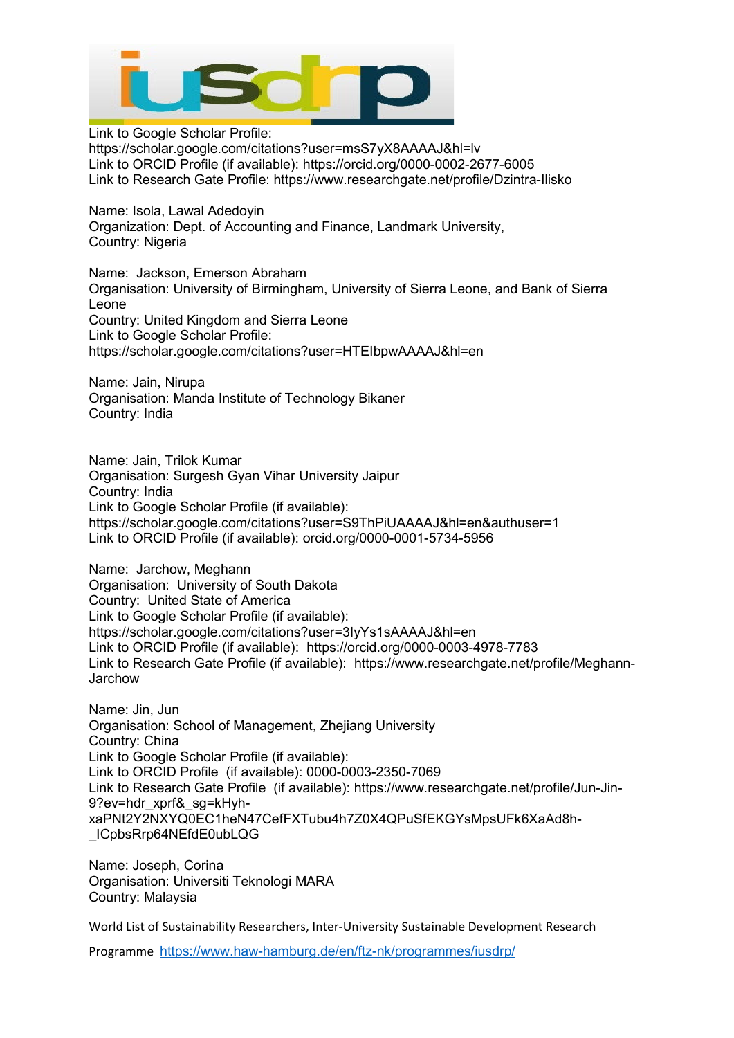Link to Google Scholar Profile:
https://scholar.google.com/citations?user=msS7yX8AAAAJ&hl=lv
Link to ORCID Profile (if available): https://orcid.org/0000-0002-2677-6005
Link to Research Gate Profile: https://www.researchgate.net/profile/Dzintra-Ilisko

Name: Isola, Lawal Adedoyin
Organization: Dept. of Accounting and Finance, Landmark University,
Country: Nigeria

Name: Jackson, Emerson Abraham
Organisation: University of Birmingham, University of Sierra Leone, and Bank of Sierra Leone
Country: United Kingdom and Sierra Leone
Link to Google Scholar Profile:
https://scholar.google.com/citations?user=HTElbpwAAAAJ&hl=en

Name: Jain, Nirupa
Organisation: Manda Institute of Technology Bikaner
Country: India

Name: Jain, Trilok Kumar
Organisation: Surgesh Gyan Vihar University Jaipur
Country: India
Link to Google Scholar Profile (if available):
https://scholar.google.com/citations?user=S9ThPiUAAAAJ&hl=en&authuser=1
Link to ORCID Profile (if available): orcid.org/0000-0001-5734-5956

Name: Jarchow, Meghann
Organisation: University of South Dakota
Country: United State of America
Link to Google Scholar Profile (if available):
https://scholar.google.com/citations?user=3IyYs1sAAAAJ&hl=en
Link to ORCID Profile (if available): https://orcid.org/0000-0003-4978-7783
Link to Research Gate Profile (if available): https://www.researchgate.net/profile/Meghann-Jarchow

Name: Jin, Jun
Organisation: School of Management, Zhejiang University
Country: China
Link to Google Scholar Profile (if available):
Link to ORCID Profile (if available): 0000-0003-2350-7069
Link to Research Gate Profile (if available): https://www.researchgate.net/profile/Jun-Jin-9?ev=hdr_xprf&_sg=kHyh-xaPNt2Y2NXYQ0EC1heN47CefFXTubu4h7Z0X4QPuSfEKGYsMpsUFk6XaAd8h-_lCpbsRrp64NEfdE0ubLQG

Name: Joseph, Corina
Organisation: Universiti Teknologi MARA
Country: Malaysia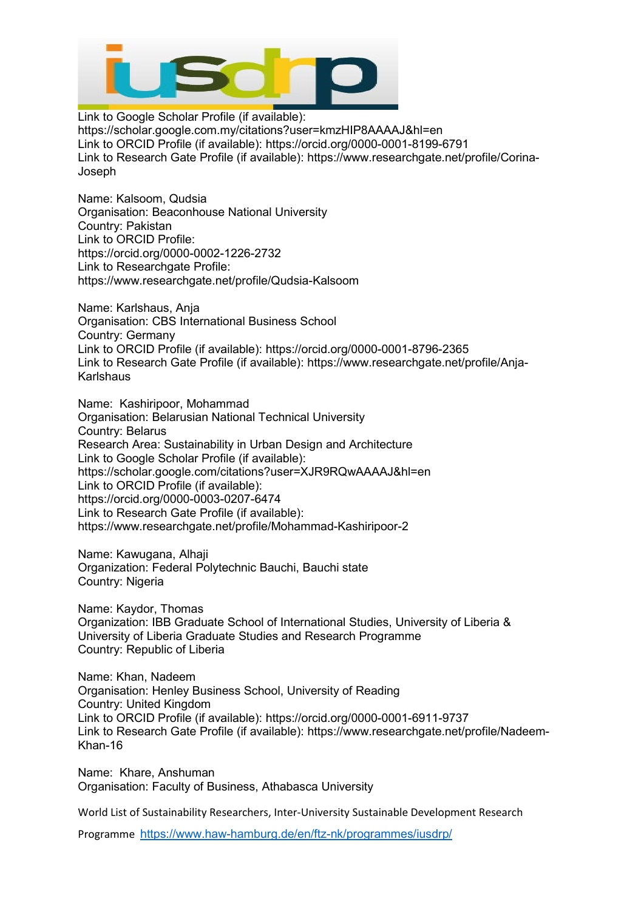Link to Google Scholar Profile (if available):
https://scholar.google.com.my/citations?user=kmzHIP8AAAAJ&hl=en
Link to ORCID Profile (if available): https://orcid.org/0000-0001-8199-6791
Link to Research Gate Profile (if available): https://www.researchgate.net/profile/Corina-Joseph

Name: Kalsoom, Qudsia
Organisation: Beaconhouse National University
Country: Pakistan
Link to ORCID Profile:
https://orcid.org/0000-0002-1226-2732
Link to Researchgate Profile:
https://www.researchgate.net/profile/Qudsia-Kalsoom

Name: Karlshaus, Anja
Organisation: CBS International Business School
Country: Germany
Link to ORCID Profile (if available): https://orcid.org/0000-0001-8796-2365
Link to Research Gate Profile (if available): https://www.researchgate.net/profile/Anja-Karlshaus

Name: Kashiripoor, Mohammad
Organisation: Belarusian National Technical University
Country: Belarus
Research Area: Sustainability in Urban Design and Architecture
Link to Google Scholar Profile (if available):
https://scholar.google.com/citations?user=XJR9RQwAAAAJ&hl=en
Link to ORCID Profile (if available):
https://orcid.org/0000-0003-0207-6474
Link to Research Gate Profile (if available):
https://www.researchgate.net/profile/Mohammad-Kashiripoor-2

Name: Kawugana, Alhaji
Organization: Federal Polytechnic Bauchi, Bauchi state
Country: Nigeria

Name: Kaydor, Thomas
Organization: IBB Graduate School of International Studies, University of Liberia & University of Liberia Graduate Studies and Research Programme
Country: Republic of Liberia

Name: Khan, Nadeem
Organisation: Henley Business School, University of Reading
Country: United Kingdom
Link to ORCID Profile (if available): https://orcid.org/0000-0001-6911-9737
Link to Research Gate Profile (if available): https://www.researchgate.net/profile/Nadeem-Khan-16

Name: Khare, Anshuman
Organisation: Faculty of Business, Athabasca University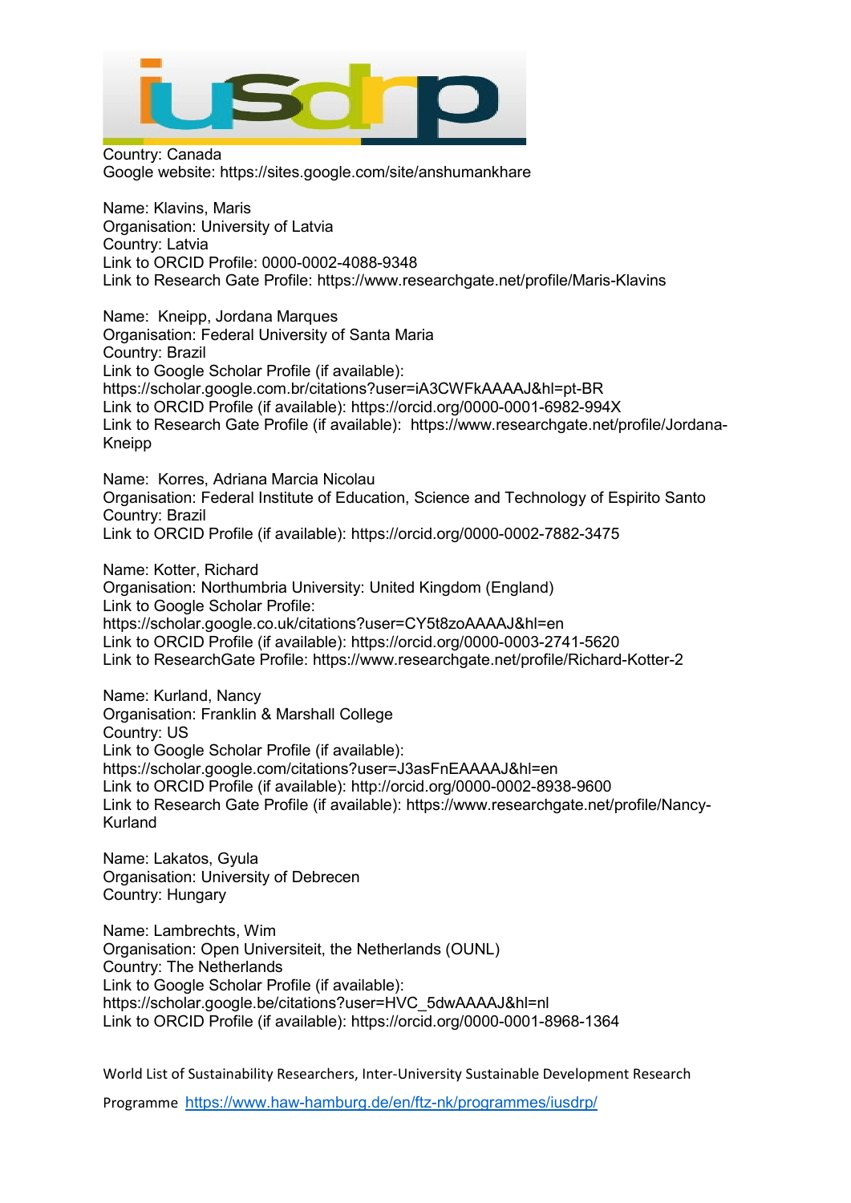Country: Canada
Google website: https://sites.google.com/site/anshumankhare

Name: Klavins, Maris
Organisation: University of Latvia
Country: Latvia
Link to ORCID Profile: 0000-0002-4088-9348
Link to Research Gate Profile: https://www.researchgate.net/profile/Maris-Klavins

Name: Kneipp, Jordana Marques
Organisation: Federal University of Santa Maria
Country: Brazil
Link to Google Scholar Profile (if available):
https://scholar.google.com.br/citations?user=iA3CWFkAAAAJ&hl=pt-BR
Link to ORCID Profile (if available): https://orcid.org/0000-0001-6982-994X
Link to Research Gate Profile (if available): https://www.researchgate.net/profile/Jordana-Kneipp

Name: Korres, Adriana Marcia Nicolau
Organisation: Federal Institute of Education, Science and Technology of Espirito Santo
Country: Brazil
Link to ORCID Profile (if available): https://orcid.org/0000-0002-7882-3475

Name: Kotter, Richard
Organisation: Northumbria University: United Kingdom (England)
Link to Google Scholar Profile:
https://scholar.google.co.uk/citations?user=CY5t8zoAAAAJ&hl=en
Link to ORCID Profile (if available): https://orcid.org/0000-0003-2741-5620
Link to ResearchGate Profile: https://www.researchgate.net/profile/Richard-Kotter-2

Name: Kurland, Nancy
Organisation: Franklin & Marshall College
Country: US
Link to Google Scholar Profile (if available):
https://scholar.google.com/citations?user=J3asFnEAAAAJ&hl=en
Link to ORCID Profile (if available): http://orcid.org/0000-0002-8938-9600
Link to Research Gate Profile (if available): https://www.researchgate.net/profile/Nancy-Kurland

Name: Lakatos, Gyula
Organisation: University of Debrecen
Country: Hungary

Name: Lambrechts, Wim
Organisation: Open Universiteit, the Netherlands (OUNL)
Country: The Netherlands
Link to Google Scholar Profile (if available):
https://scholar.google.be/citations?user=HVC_5dwAAAAJ&hl=nl
Link to ORCID Profile (if available): https://orcid.org/0000-0001-8968-1364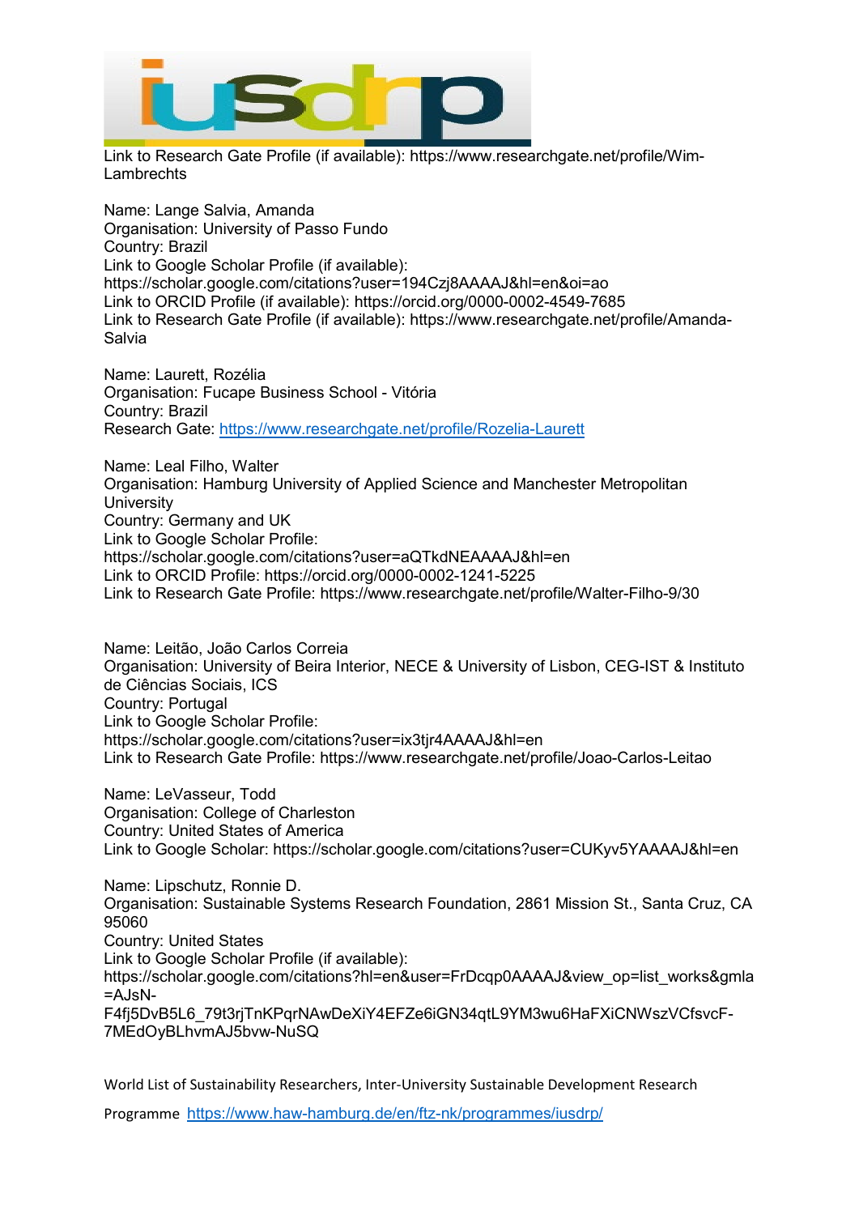Link to Research Gate Profile (if available): https://www.researchgate.net/profile/Wim-Lambrechts

Name: Lange Salvia, Amanda
Organisation: University of Passo Fundo
Country: Brazil
Link to Google Scholar Profile (if available): https://scholar.google.com/citations?user=194Czj8AAAAJ&hl=en&oi=ao
Link to ORCID Profile (if available): https://orcid.org/0000-0002-4549-7685
Link to Research Gate Profile (if available): https://www.researchgate.net/profile/Amanda-Salvia

Name: Laurett, Rozélia
Organisation: Fucape Business School - Vitória
Country: Brazil
Research Gate: https://www.researchgate.net/profile/Rozelia-Laurett

Name: Leal Filho, Walter
Organisation: Hamburg University of Applied Science and Manchester Metropolitan University
Country: Germany and UK
Link to Google Scholar Profile: https://scholar.google.com/citations?user=aQTkdNEAAAAJ&hl=en
Link to ORCID Profile: https://orcid.org/0000-0002-1241-5225
Link to Research Gate Profile: https://www.researchgate.net/profile/Walter-Filho-9/30

Name: Leitão, João Carlos Correia
Organisation: University of Beira Interior, NECE & University of Lisbon, CEG-IST & Instituto de Ciências Sociais, ICS
Country: Portugal
Link to Google Scholar Profile: https://scholar.google.com/citations?user=ix3tjr4AAAAJ&hl=en
Link to Research Gate Profile: https://www.researchgate.net/profile/Joao-Carlos-Leitao

Name: LeVasseur, Todd
Organisation: College of Charleston
Country: United States of America
Link to Google Scholar: https://scholar.google.com/citations?user=CUKyv5YAAAAJ&hl=en

Name: Lipschutz, Ronnie D.
Organisation: Sustainable Systems Research Foundation, 2861 Mission St., Santa Cruz, CA 95060
Country: United States
Link to Google Scholar Profile (if available): https://scholar.google.com/citations?hl=en&user=FrDcqp0AAAAJ&view_op=list_works&gmla=AJsN-F4fj5DvB5L6_79t3rjTnKPqrNAwDeXiY4EFZe6iGN34qtL9YM3wu6HaFXiCNWszVCfsvcF-7MEdOyBLhvmAJ5bvw-NuSQ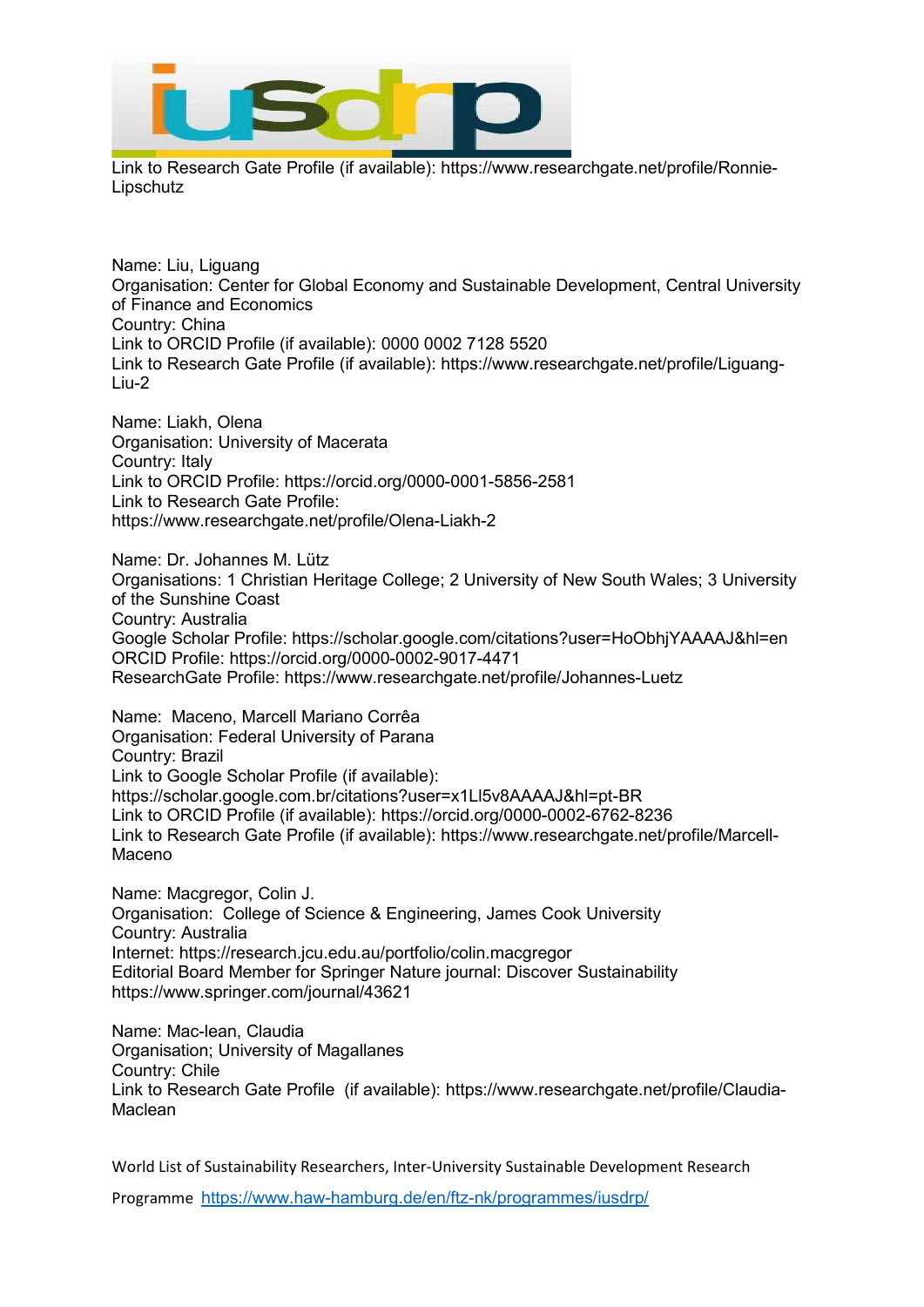Link to Research Gate Profile (if available): https://www.researchgate.net/profile/Ronnie-Lipschutz

Name: Liu, Liguang
Organisation: Center for Global Economy and Sustainable Development, Central University of Finance and Economics
Country: China
Link to ORCID Profile (if available): 0000 0002 7128 5520
Link to Research Gate Profile (if available): https://www.researchgate.net/profile/Liguang-Liu-2

Name: Liakh, Olena
Organisation: University of Macerata
Country: Italy
Link to ORCID Profile: https://orcid.org/0000-0001-5856-2581
Link to Research Gate Profile:
https://www.researchgate.net/profile/Olena-Liakh-2

Name: Dr. Johannes M. Lütz
Organisations: 1 Christian Heritage College; 2 University of New South Wales; 3 University of the Sunshine Coast
Country: Australia
Google Scholar Profile: https://scholar.google.com/citations?user=HoObhjYAAAAJ&hl=en
ORCID Profile: https://orcid.org/0000-0002-9017-4471
ResearchGate Profile: https://www.researchgate.net/profile/Johannes-Luetz

Name: Maceno, Marcell Mariano Corrêa
Organisation: Federal University of Parana
Country: Brazil
Link to Google Scholar Profile (if available):
https://scholar.google.com.br/citations?user=x1Ll5v8AAAAJ&hl=pt-BR
Link to ORCID Profile (if available): https://orcid.org/0000-0002-6762-8236
Link to Research Gate Profile (if available): https://www.researchgate.net/profile/Marcell-Maceno

Name: Macgregor, Colin J.
Organisation: College of Science & Engineering, James Cook University
Country: Australia
Internet: https://research.jcu.edu.au/portfolio/colin.macgregor
Editorial Board Member for Springer Nature journal: Discover Sustainability
https://www.springer.com/journal/43621

Name: Mac-lean, Claudia
Organisation; University of Magallanes
Country: Chile
Link to Research Gate Profile (if available): https://www.researchgate.net/profile/Claudia-Maclean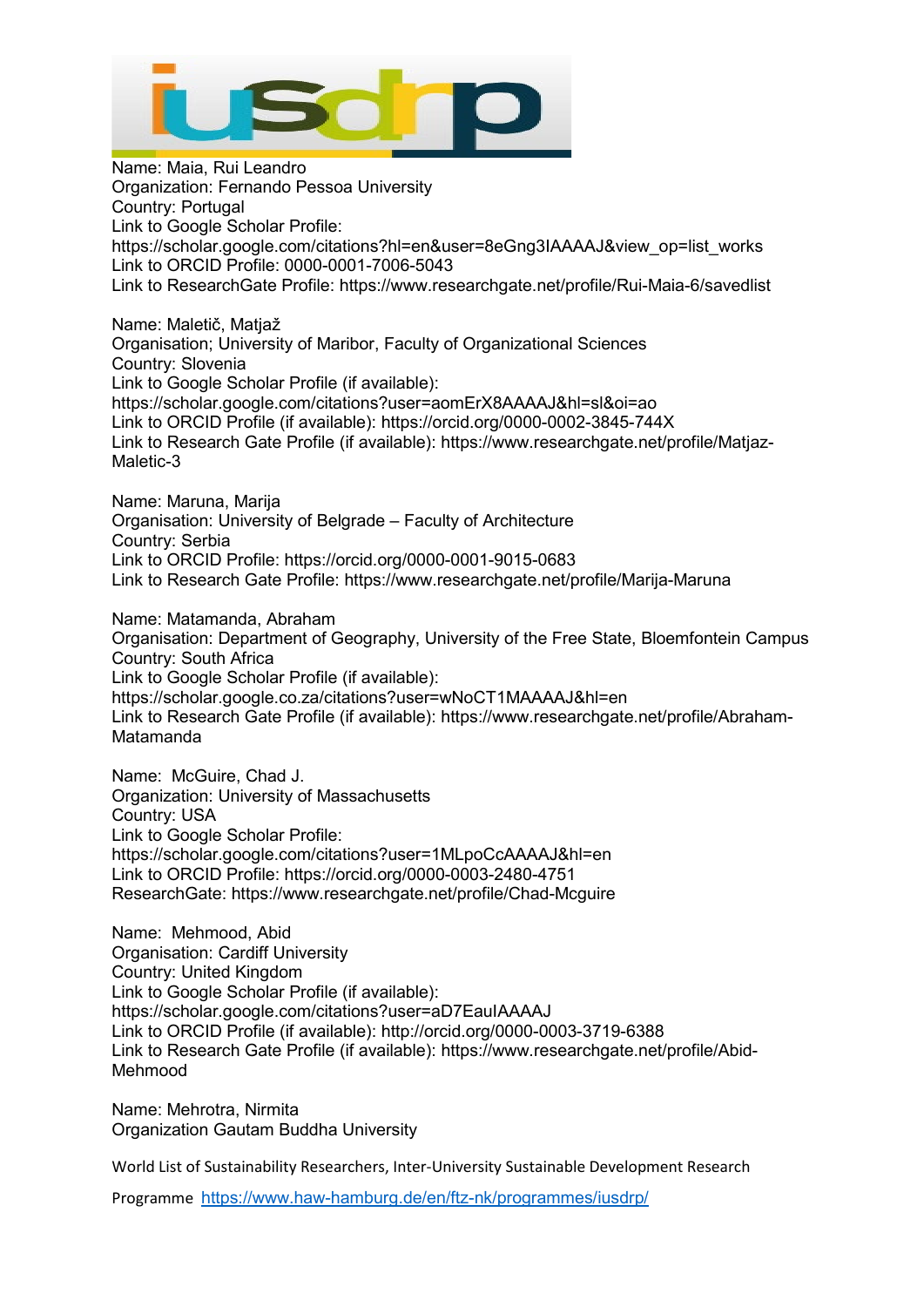Name: Maia, Rui Leandro
Organization: Fernando Pessoa University
Country: Portugal
Link to Google Scholar Profile:
https://scholar.google.com/citations?hl=en&user=8eGng3IAAAAJ&view_op=list_works
Link to ORCID Profile: 0000-0001-7006-5043
Link to ResearchGate Profile: https://www.researchgate.net/profile/Rui-Maia-6/savedlist

Name: Maletič, Matjaž
Organisation; University of Maribor, Faculty of Organizational Sciences
Country: Slovenia
Link to Google Scholar Profile (if available):
https://scholar.google.com/citations?user=aomErX8AAAAJ&hl=sl&oi=ao
Link to ORCID Profile (if available): https://orcid.org/0000-0002-3845-744X
Link to Research Gate Profile (if available): https://www.researchgate.net/profile/Matjaz-Maletic-3

Name: Maruna, Marija
Organisation: University of Belgrade – Faculty of Architecture
Country: Serbia
Link to ORCID Profile: https://orcid.org/0000-0001-9015-0683
Link to Research Gate Profile: https://www.researchgate.net/profile/Marija-Maruna

Name: Matamanda, Abraham
Organisation: Department of Geography, University of the Free State, Bloemfontein Campus
Country: South Africa
Link to Google Scholar Profile (if available):
https://scholar.google.co.za/citations?user=wNoCT1MAAAAJ&hl=en
Link to Research Gate Profile (if available): https://www.researchgate.net/profile/Abraham-Matamanda

Name: McGuire, Chad J.
Organization: University of Massachusetts
Country: USA
Link to Google Scholar Profile:
https://scholar.google.com/citations?user=1MLpoCcAAAAJ&hl=en
Link to ORCID Profile: https://orcid.org/0000-0003-2480-4751
ResearchGate: https://www.researchgate.net/profile/Chad-Mcguire

Name: Mehmood, Abid
Organisation: Cardiff University
Country: United Kingdom
Link to Google Scholar Profile (if available):
https://scholar.google.com/citations?user=aD7EauIAAAAJ
Link to ORCID Profile (if available): http://orcid.org/0000-0003-3719-6388
Link to Research Gate Profile (if available): https://www.researchgate.net/profile/Abid-Mehmood

Name: Mehrotra, Nirmita
Organization Gautam Buddha University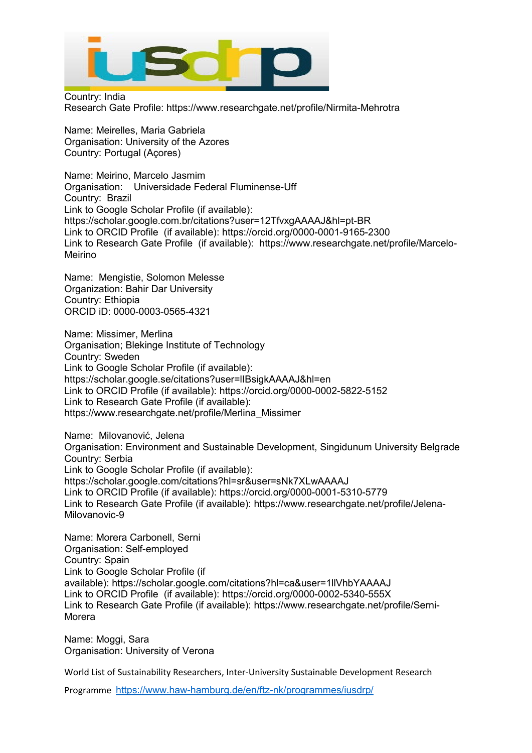Country: India
Research Gate Profile: https://www.researchgate.net/profile/Nirmita-Mehrotra

Name: Meirelles, Maria Gabriela
Organisation: University of the Azores
Country: Portugal (Açores)

Name: Meirino, Marcelo Jasmim
Organisation: Universidade Federal Fluminense-Uff
Country: Brazil
Link to Google Scholar Profile (if available): https://scholar.google.com.br/citations?user=12TfvxgAAAAJ&hl=pt-BR
Link to ORCID Profile (if available): https://orcid.org/0000-0001-9165-2300
Link to Research Gate Profile (if available): https://www.researchgate.net/profile/Marcelo-Meirino

Name: Mengistie, Solomon Melesse
Organization: Bahir Dar University
Country: Ethiopia
ORCID iD: 0000-0003-0565-4321

Name: Missimer, Merlina
Organisation; Blekinge Institute of Technology
Country: Sweden
Link to Google Scholar Profile (if available): https://scholar.google.se/citations?user=IIBsigkAAAAJ&hl=en
Link to ORCID Profile (if available): https://orcid.org/0000-0002-5822-5152
Link to Research Gate Profile (if available): https://www.researchgate.net/profile/Merlina_Missimer

Name: Milovanović, Jelena
Organisation: Environment and Sustainable Development, Singidunum University Belgrade
Country: Serbia
Link to Google Scholar Profile (if available): https://scholar.google.com/citations?hl=sr&user=sNk7XLwAAAAJ
Link to ORCID Profile (if available): https://orcid.org/0000-0001-5310-5779
Link to Research Gate Profile (if available): https://www.researchgate.net/profile/Jelena-Milovanovic-9

Name: Morera Carbonell, Serni
Organisation: Self-employed
Country: Spain
Link to Google Scholar Profile (if available): https://scholar.google.com/citations?hl=ca&user=1llVhbYAAAAJ
Link to ORCID Profile (if available): https://orcid.org/0000-0002-5340-555X
Link to Research Gate Profile (if available): https://www.researchgate.net/profile/Serni-Morera

Name: Moggi, Sara
Organisation: University of Verona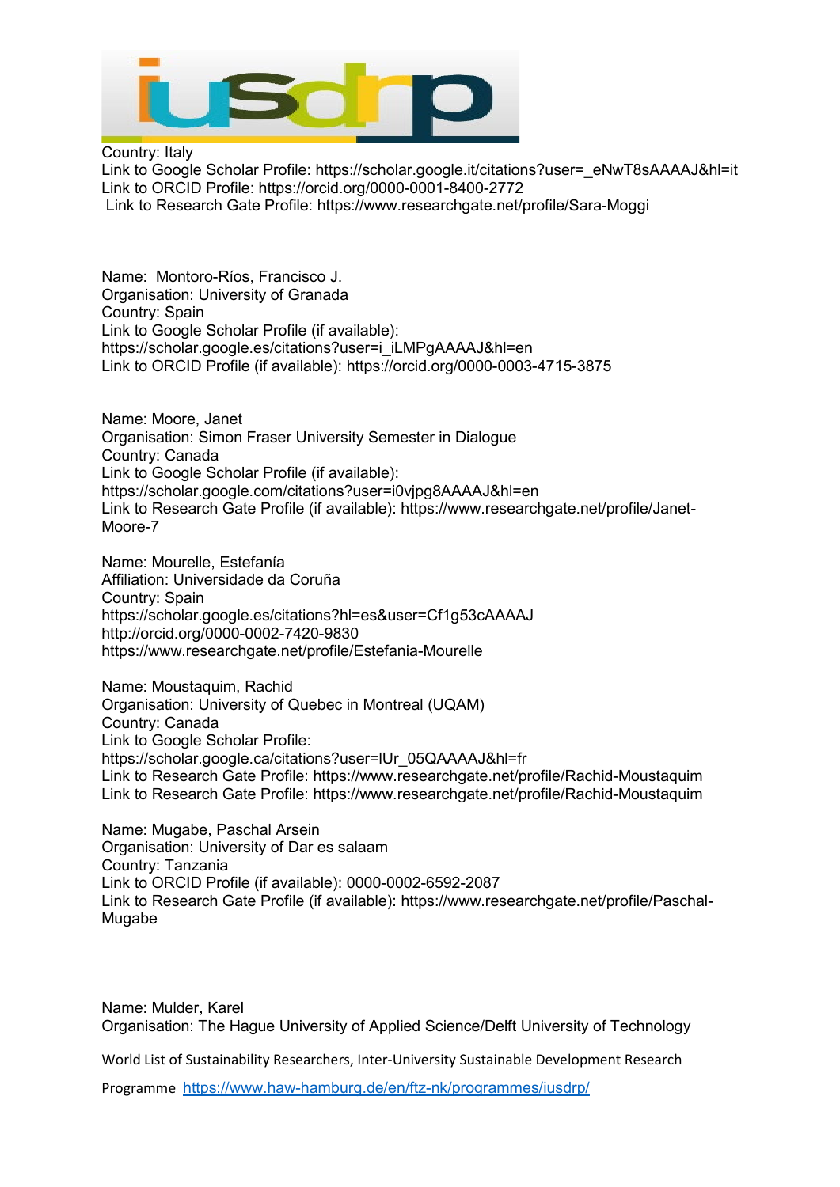Country: Italy
Link to Google Scholar Profile: https://scholar.google.it/citations?user=_eNwT8sAAAAJ&hl=it
Link to ORCID Profile: https://orcid.org/0000-0001-8400-2772
Link to Research Gate Profile: https://www.researchgate.net/profile/Sara-Moggi

Name: Montoro-Ríos, Francisco J.
Organisation: University of Granada
Country: Spain
Link to Google Scholar Profile (if available):
https://scholar.google.es/citations?user=i_iLMPgAAAAJ&hl=en
Link to ORCID Profile (if available): https://orcid.org/0000-0003-4715-3875

Name: Moore, Janet
Organisation: Simon Fraser University Semester in Dialogue
Country: Canada
Link to Google Scholar Profile (if available):
https://scholar.google.com/citations?user=i0vjpg8AAAAJ&hl=en
Link to Research Gate Profile (if available): https://www.researchgate.net/profile/Janet-Moore-7

Name: Mourelle, Estefanía
Affiliation: Universidade da Coruña
Country: Spain
https://scholar.google.es/citations?hl=es&user=Cf1g53cAAAAJ
http://orcid.org/0000-0002-7420-9830
https://www.researchgate.net/profile/Estefania-Mourelle

Name: Moustaquim, Rachid
Organisation: University of Quebec in Montreal (UQAM)
Country: Canada
Link to Google Scholar Profile:
https://scholar.google.ca/citations?user=lUr_05QAAAAJ&hl=fr
Link to Research Gate Profile: https://www.researchgate.net/profile/Rachid-Moustaquim
Link to Research Gate Profile: https://www.researchgate.net/profile/Rachid-Moustaquim

Name: Mugabe, Paschal Arsein
Organisation: University of Dar es salaam
Country: Tanzania
Link to ORCID Profile (if available): 0000-0002-6592-2087
Link to Research Gate Profile (if available): https://www.researchgate.net/profile/Paschal-Mugabe

Name: Mulder, Karel
Organisation: The Hague University of Applied Science/Delft University of Technology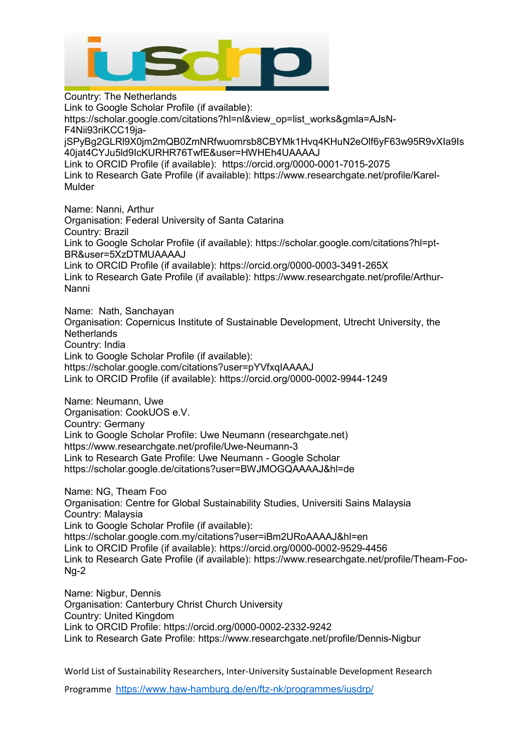Country: The Netherlands
Link to Google Scholar Profile (if available): https://scholar.google.com/citations?hl=nl&view_op=list_works&gmla=AJsN-F4Nii93riKCC19ja-jSPyBg2GLRl9X0jm2mQB0ZmNRfwuomrsb8CBYMk1Hvq4KHuN2eOlf6yF63w95R9vXIa9Is40jat4CYJu5ld9IcKURHR76TwfE&user=HWHEh4UAAAAJ
Link to ORCID Profile (if available): https://orcid.org/0000-0001-7015-2075
Link to Research Gate Profile (if available): https://www.researchgate.net/profile/Karel-Mulder

Name: Nanni, Arthur
Organisation: Federal University of Santa Catarina
Country: Brazil
Link to Google Scholar Profile (if available): https://scholar.google.com/citations?hl=pt-BR&user=5XzDTMUAAAAJ
Link to ORCID Profile (if available): https://orcid.org/0000-0003-3491-265X
Link to Research Gate Profile (if available): https://www.researchgate.net/profile/Arthur-Nanni

Name: Nath, Sanchayan
Organisation: Copernicus Institute of Sustainable Development, Utrecht University, the Netherlands
Country: India
Link to Google Scholar Profile (if available): https://scholar.google.com/citations?user=pYVfxqIAAAAJ
Link to ORCID Profile (if available): https://orcid.org/0000-0002-9944-1249

Name: Neumann, Uwe
Organisation: CookUOS e.V.
Country: Germany
Link to Google Scholar Profile: Uwe Neumann (researchgate.net) https://www.researchgate.net/profile/Uwe-Neumann-3
Link to Research Gate Profile: Uwe Neumann - Google Scholar https://scholar.google.de/citations?user=BWJMOGQAAAAJ&hl=de

Name: NG, Theam Foo
Organisation: Centre for Global Sustainability Studies, Universiti Sains Malaysia
Country: Malaysia
Link to Google Scholar Profile (if available): https://scholar.google.com.my/citations?user=iBm2URoAAAAJ&hl=en
Link to ORCID Profile (if available): https://orcid.org/0000-0002-9529-4456
Link to Research Gate Profile (if available): https://www.researchgate.net/profile/Theam-Foo-Ng-2

Name: Nigbur, Dennis
Organisation: Canterbury Christ Church University
Country: United Kingdom
Link to ORCID Profile: https://orcid.org/0000-0002-2332-9242
Link to Research Gate Profile: https://www.researchgate.net/profile/Dennis-Nigbur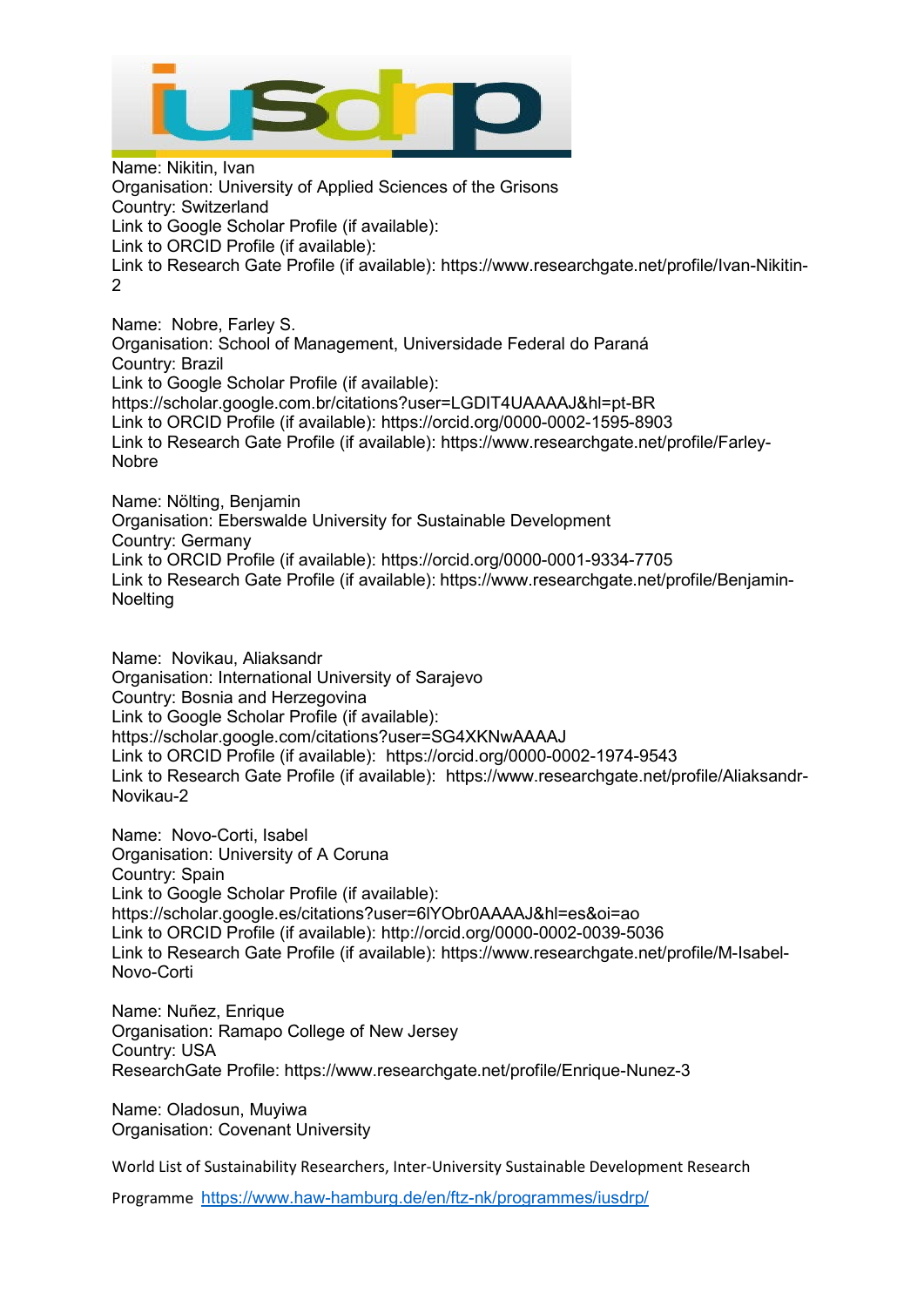Name: Nikitin, Ivan
Organisation: University of Applied Sciences of the Grisons
Country: Switzerland
Link to Google Scholar Profile (if available):
Link to ORCID Profile (if available):
Link to Research Gate Profile (if available): https://www.researchgate.net/profile/Ivan-Nikitin-2

Name: Nobre, Farley S.
Organisation: School of Management, Universidade Federal do Paraná
Country: Brazil
Link to Google Scholar Profile (if available):
https://scholar.google.com.br/citations?user=LGDIT4UAAAAJ&hl=pt-BR
Link to ORCID Profile (if available): https://orcid.org/0000-0002-1595-8903
Link to Research Gate Profile (if available): https://www.researchgate.net/profile/Farley-Nobre

Name: Nölting, Benjamin
Organisation: Eberswalde University for Sustainable Development
Country: Germany
Link to ORCID Profile (if available): https://orcid.org/0000-0001-9334-7705
Link to Research Gate Profile (if available): https://www.researchgate.net/profile/Benjamin-Noelting

Name: Novikau, Aliaksandr
Organisation: International University of Sarajevo
Country: Bosnia and Herzegovina
Link to Google Scholar Profile (if available):
https://scholar.google.com/citations?user=SG4XKNwAAAAJ
Link to ORCID Profile (if available): https://orcid.org/0000-0002-1974-9543
Link to Research Gate Profile (if available): https://www.researchgate.net/profile/Aliaksandr-Novikau-2

Name: Novo-Corti, Isabel
Organisation: University of A Coruna
Country: Spain
Link to Google Scholar Profile (if available):
https://scholar.google.es/citations?user=6lYObr0AAAAJ&hl=es&oi=ao
Link to ORCID Profile (if available): http://orcid.org/0000-0002-0039-5036
Link to Research Gate Profile (if available): https://www.researchgate.net/profile/M-Isabel-Novo-Corti

Name: Nuñez, Enrique
Organisation: Ramapo College of New Jersey
Country: USA
ResearchGate Profile: https://www.researchgate.net/profile/Enrique-Nunez-3

Name: Oladosun, Muyiwa
Organisation: Covenant University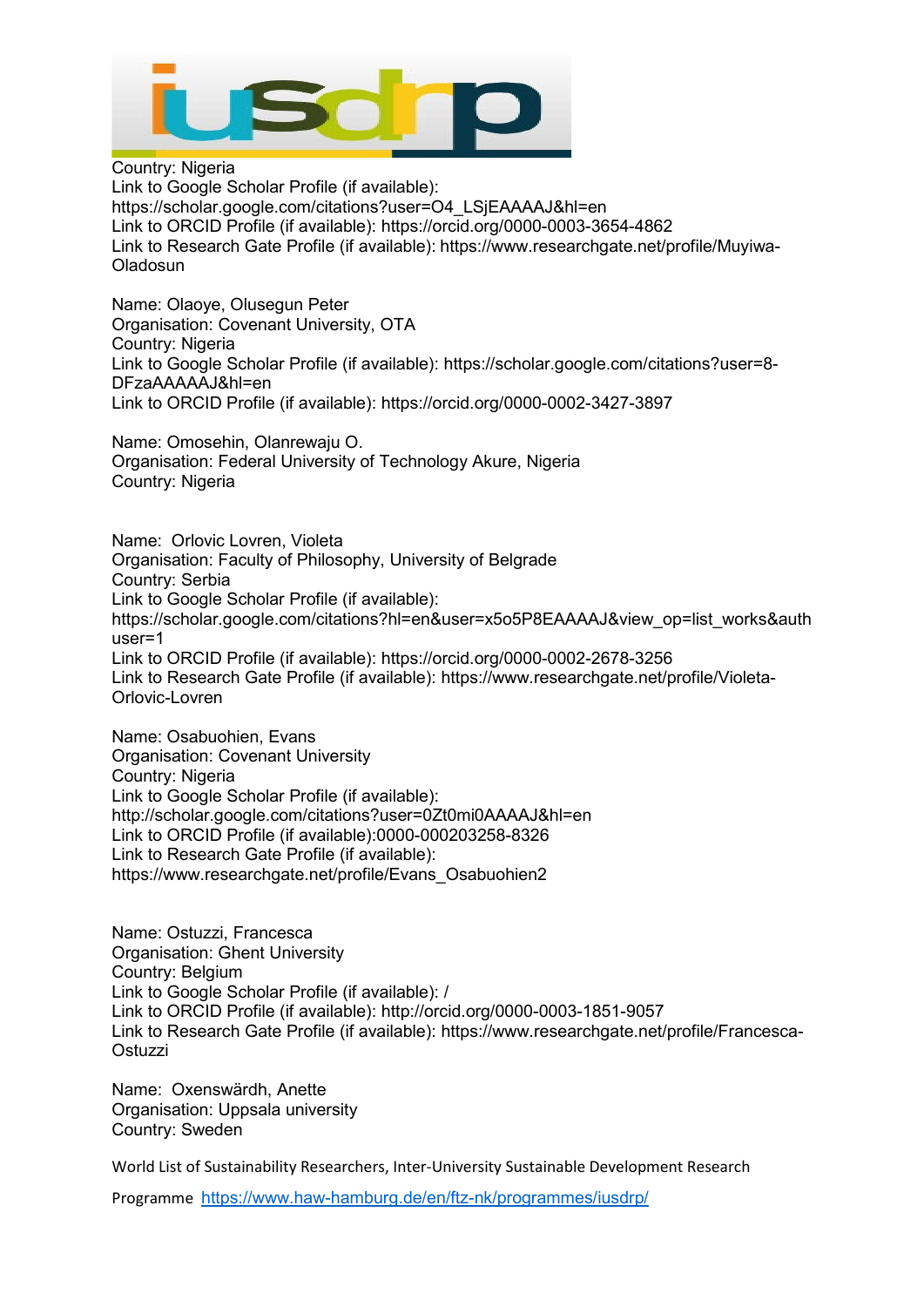Country: Nigeria
Link to Google Scholar Profile (if available): https://scholar.google.com/citations?user=O4_LSjEAAAAJ&hl=en
Link to ORCID Profile (if available): https://orcid.org/0000-0003-3654-4862
Link to Research Gate Profile (if available): https://www.researchgate.net/profile/Muyiwa-Oladosun

Name: Olaoye, Olusegun Peter
Organisation: Covenant University, OTA
Country: Nigeria
Link to Google Scholar Profile (if available): https://scholar.google.com/citations?user=8-DFzaAAAAAJ&hl=en
Link to ORCID Profile (if available): https://orcid.org/0000-0002-3427-3897

Name: Omosehin, Olanrewaju O.
Organisation: Federal University of Technology Akure, Nigeria
Country: Nigeria

Name: Orlovic Lovren, Violeta
Organisation: Faculty of Philosophy, University of Belgrade
Country: Serbia
Link to Google Scholar Profile (if available): https://scholar.google.com/citations?hl=en&user=x5o5P8EAAAAJ&view_op=list_works&authuser=1
Link to ORCID Profile (if available): https://orcid.org/0000-0002-2678-3256
Link to Research Gate Profile (if available): https://www.researchgate.net/profile/Violeta-Orlovic-Lovren

Name: Osabuohien, Evans
Organisation: Covenant University
Country: Nigeria
Link to Google Scholar Profile (if available): http://scholar.google.com/citations?user=0Zt0mi0AAAAJ&hl=en
Link to ORCID Profile (if available):0000-000203258-8326
Link to Research Gate Profile (if available): https://www.researchgate.net/profile/Evans_Osabuohien2

Name: Ostuzzi, Francesca
Organisation: Ghent University
Country: Belgium
Link to Google Scholar Profile (if available): /
Link to ORCID Profile (if available): http://orcid.org/0000-0003-1851-9057
Link to Research Gate Profile (if available): https://www.researchgate.net/profile/Francesca-Ostuzzi

Name: Oxenswärdh, Anette
Organisation: Uppsala university
Country: Sweden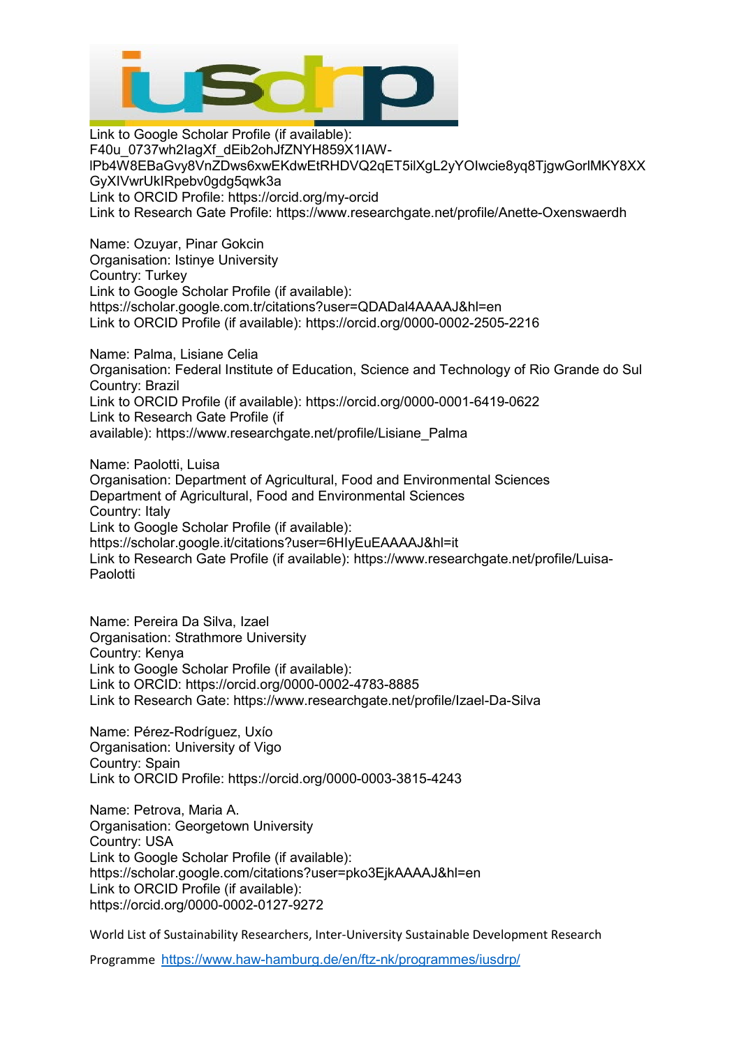Link to Google Scholar Profile (if available):
F40u_0737wh2lagXf_dEib2ohJfZNYH859X1lAW-lPb4W8EBaGvy8VnZDws6xwEKdwEtRHDVQ2qET5ilXgL2yYOlwcie8yq8TjgwGorlMKY8XXGyXlVwrUklRpebv0gdg5qwk3a
Link to ORCID Profile: https://orcid.org/my-orcid
Link to Research Gate Profile: https://www.researchgate.net/profile/Anette-Oxenswaerdh

Name: Ozuyar, Pinar Gokcin
Organisation: Istinye University
Country: Turkey
Link to Google Scholar Profile (if available):
https://scholar.google.com.tr/citations?user=QDADal4AAAAJ&hl=en
Link to ORCID Profile (if available): https://orcid.org/0000-0002-2505-2216

Name: Palma, Lisiane Celia
Organisation: Federal Institute of Education, Science and Technology of Rio Grande do Sul
Country: Brazil
Link to ORCID Profile (if available): https://orcid.org/0000-0001-6419-0622
Link to Research Gate Profile (if available): https://www.researchgate.net/profile/Lisiane_Palma

Name: Paolotti, Luisa
Organisation: Department of Agricultural, Food and Environmental Sciences Department of Agricultural, Food and Environmental Sciences
Country: Italy
Link to Google Scholar Profile (if available):
https://scholar.google.it/citations?user=6HIyEuEAAAAJ&hl=it
Link to Research Gate Profile (if available): https://www.researchgate.net/profile/Luisa-Paolotti

Name: Pereira Da Silva, Izael
Organisation: Strathmore University
Country: Kenya
Link to Google Scholar Profile (if available):
Link to ORCID: https://orcid.org/0000-0002-4783-8885
Link to Research Gate: https://www.researchgate.net/profile/Izael-Da-Silva

Name: Pérez-Rodríguez, Uxío
Organisation: University of Vigo
Country: Spain
Link to ORCID Profile: https://orcid.org/0000-0003-3815-4243

Name: Petrova, Maria A.
Organisation: Georgetown University
Country: USA
Link to Google Scholar Profile (if available):
https://scholar.google.com/citations?user=pko3EjkAAAAJ&hl=en
Link to ORCID Profile (if available):
https://orcid.org/0000-0002-0127-9272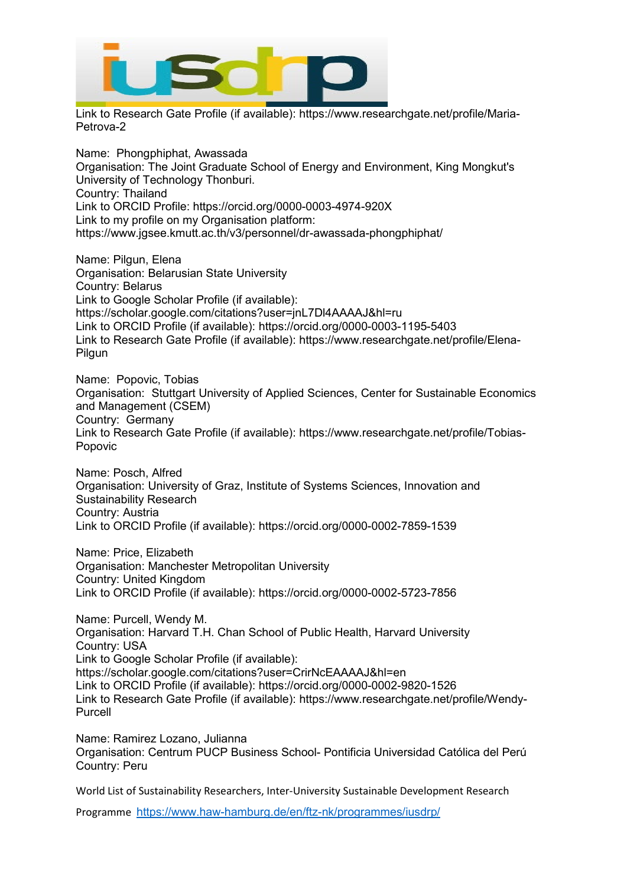Link to Research Gate Profile (if available): https://www.researchgate.net/profile/Maria-Petrova-2

Name: Phongphiphat, Awassada
Organisation: The Joint Graduate School of Energy and Environment, King Mongkut's University of Technology Thonburi.
Country: Thailand
Link to ORCID Profile: https://orcid.org/0000-0003-4974-920X
Link to my profile on my Organisation platform:
https://www.jgsee.kmutt.ac.th/v3/personnel/dr-awassada-phongphiphat/

Name: Pilgun, Elena
Organisation: Belarusian State University
Country: Belarus
Link to Google Scholar Profile (if available):
https://scholar.google.com/citations?user=jnL7Dl4AAAAJ&hl=ru
Link to ORCID Profile (if available): https://orcid.org/0000-0003-1195-5403
Link to Research Gate Profile (if available): https://www.researchgate.net/profile/Elena-Pilgun

Name: Popovic, Tobias
Organisation: Stuttgart University of Applied Sciences, Center for Sustainable Economics and Management (CSEM)
Country: Germany
Link to Research Gate Profile (if available): https://www.researchgate.net/profile/Tobias-Popovic

Name: Posch, Alfred
Organisation: University of Graz, Institute of Systems Sciences, Innovation and Sustainability Research
Country: Austria
Link to ORCID Profile (if available): https://orcid.org/0000-0002-7859-1539

Name: Price, Elizabeth
Organisation: Manchester Metropolitan University
Country: United Kingdom
Link to ORCID Profile (if available): https://orcid.org/0000-0002-5723-7856

Name: Purcell, Wendy M.
Organisation: Harvard T.H. Chan School of Public Health, Harvard University
Country: USA
Link to Google Scholar Profile (if available):
https://scholar.google.com/citations?user=CrirNcEAAAAJ&hl=en
Link to ORCID Profile (if available): https://orcid.org/0000-0002-9820-1526
Link to Research Gate Profile (if available): https://www.researchgate.net/profile/Wendy-Purcell

Name: Ramirez Lozano, Julianna
Organisation: Centrum PUCP Business School- Pontificia Universidad Católica del Perú
Country: Peru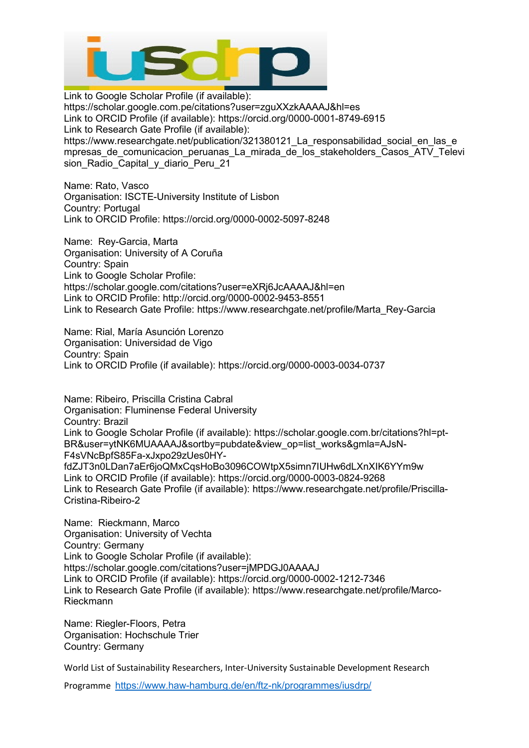Link to Google Scholar Profile (if available): https://scholar.google.com.pe/citations?user=zguXXzkAAAAJ&hl=es
Link to ORCID Profile (if available): https://orcid.org/0000-0001-8749-6915
Link to Research Gate Profile (if available): https://www.researchgate.net/publication/321380121_La_responsabilidad_social_en_las_empresas_de_comunicacion_peruanas_La_mirada_de_los_stakeholders_Casos_ATV_Television_Radio_Capital_y_diario_Peru_21

Name: Rato, Vasco
Organisation: ISCTE-University Institute of Lisbon
Country: Portugal
Link to ORCID Profile: https://orcid.org/0000-0002-5097-8248

Name: Rey-Garcia, Marta
Organisation: University of A Coruña
Country: Spain
Link to Google Scholar Profile: https://scholar.google.com/citations?user=eXRj6JcAAAAJ&hl=en
Link to ORCID Profile: http://orcid.org/0000-0002-9453-8551
Link to Research Gate Profile: https://www.researchgate.net/profile/Marta_Rey-Garcia

Name: Rial, María Asunción Lorenzo
Organisation: Universidad de Vigo
Country: Spain
Link to ORCID Profile (if available): https://orcid.org/0000-0003-0034-0737

Name: Ribeiro, Priscilla Cristina Cabral
Organisation: Fluminense Federal University
Country: Brazil
Link to Google Scholar Profile (if available): https://scholar.google.com.br/citations?hl=pt-BR&user=ytNK6MUAAAAJ&sortby=pubdate&view_op=list_works&gmla=AJsN-F4sVNcBpfS85Fa-xJxpo29zUes0HY-fdZJT3n0LDan7aEr6joQMxCqsHoBo3096COWtpX5simn7IUHw6dLXnXIK6YYm9w
Link to ORCID Profile (if available): https://orcid.org/0000-0003-0824-9268
Link to Research Gate Profile (if available): https://www.researchgate.net/profile/Priscilla-Cristina-Ribeiro-2

Name: Rieckmann, Marco
Organisation: University of Vechta
Country: Germany
Link to Google Scholar Profile (if available): https://scholar.google.com/citations?user=jMPDGJ0AAAAJ
Link to ORCID Profile (if available): https://orcid.org/0000-0002-1212-7346
Link to Research Gate Profile (if available): https://www.researchgate.net/profile/Marco-Rieckmann

Name: Riegler-Floors, Petra
Organisation: Hochschule Trier
Country: Germany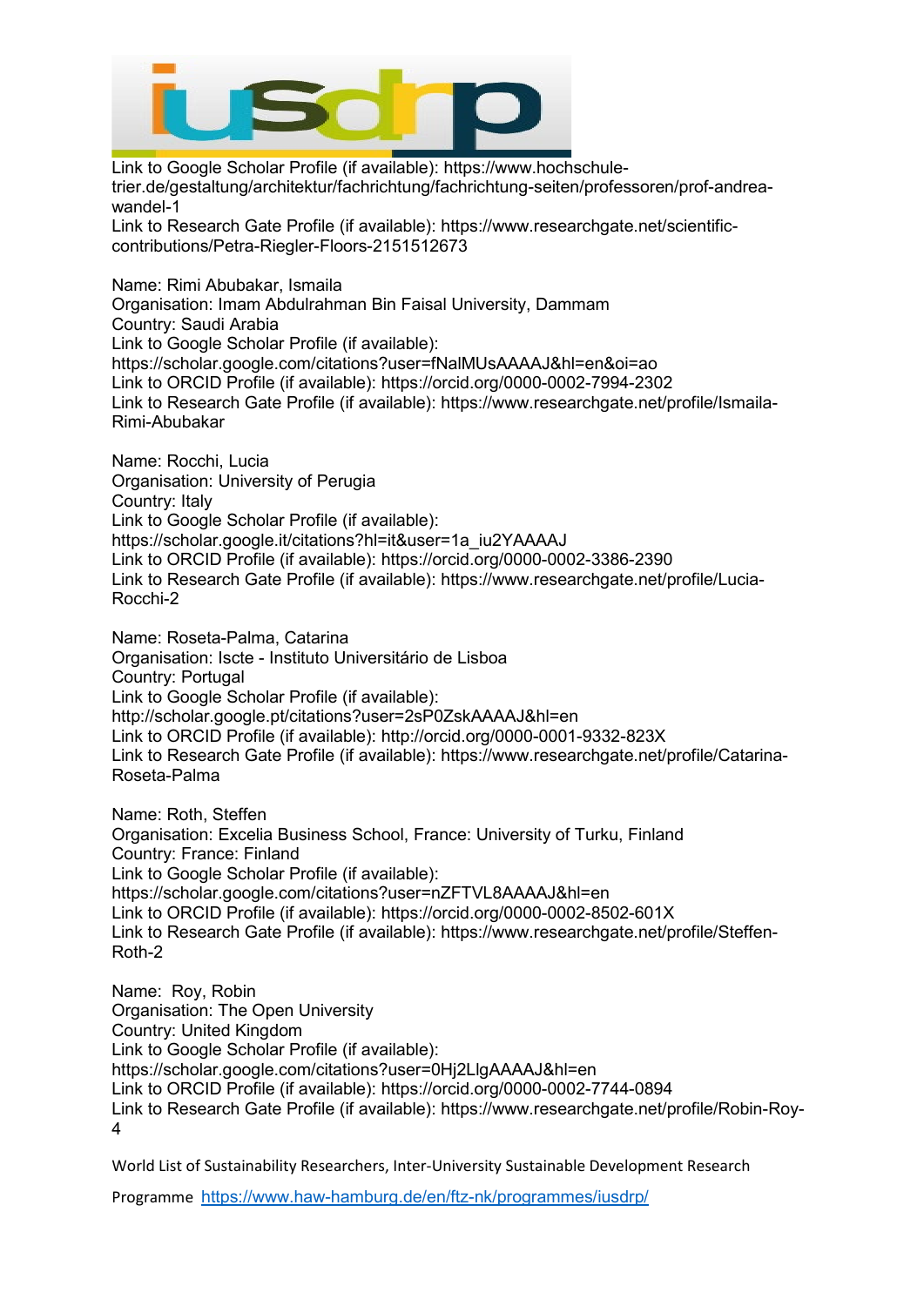Link to Google Scholar Profile (if available): https://www.hochschule-trier.de/gestaltung/architektur/fachrichtung/fachrichtung-seiten/professoren/prof-andrea-wandel-1
Link to Research Gate Profile (if available): https://www.researchgate.net/scientific-contributions/Petra-Riegler-Floors-2151512673

Name: Rimi Abubakar, Ismaila
Organisation: Imam Abdulrahman Bin Faisal University, Dammam
Country: Saudi Arabia
Link to Google Scholar Profile (if available): https://scholar.google.com/citations?user=fNalMUsAAAAJ&hl=en&oi=ao
Link to ORCID Profile (if available): https://orcid.org/0000-0002-7994-2302
Link to Research Gate Profile (if available): https://www.researchgate.net/profile/Ismaila-Rimi-Abubakar

Name: Rocchi, Lucia
Organisation: University of Perugia
Country: Italy
Link to Google Scholar Profile (if available): https://scholar.google.it/citations?hl=it&user=1a_iu2YAAAAJ
Link to ORCID Profile (if available): https://orcid.org/0000-0002-3386-2390
Link to Research Gate Profile (if available): https://www.researchgate.net/profile/Lucia-Rocchi-2

Name: Roseta-Palma, Catarina
Organisation: Iscte - Instituto Universitário de Lisboa
Country: Portugal
Link to Google Scholar Profile (if available): http://scholar.google.pt/citations?user=2sP0ZskAAAAJ&hl=en
Link to ORCID Profile (if available): http://orcid.org/0000-0001-9332-823X
Link to Research Gate Profile (if available): https://www.researchgate.net/profile/Catarina-Roseta-Palma

Name: Roth, Steffen
Organisation: Excelia Business School, France: University of Turku, Finland
Country: France: Finland
Link to Google Scholar Profile (if available): https://scholar.google.com/citations?user=nZFTVL8AAAAJ&hl=en
Link to ORCID Profile (if available): https://orcid.org/0000-0002-8502-601X
Link to Research Gate Profile (if available): https://www.researchgate.net/profile/Steffen-Roth-2

Name: Roy, Robin
Organisation: The Open University
Country: United Kingdom
Link to Google Scholar Profile (if available): https://scholar.google.com/citations?user=0Hj2LlgAAAAJ&hl=en
Link to ORCID Profile (if available): https://orcid.org/0000-0002-7744-0894
Link to Research Gate Profile (if available): https://www.researchgate.net/profile/Robin-Roy-4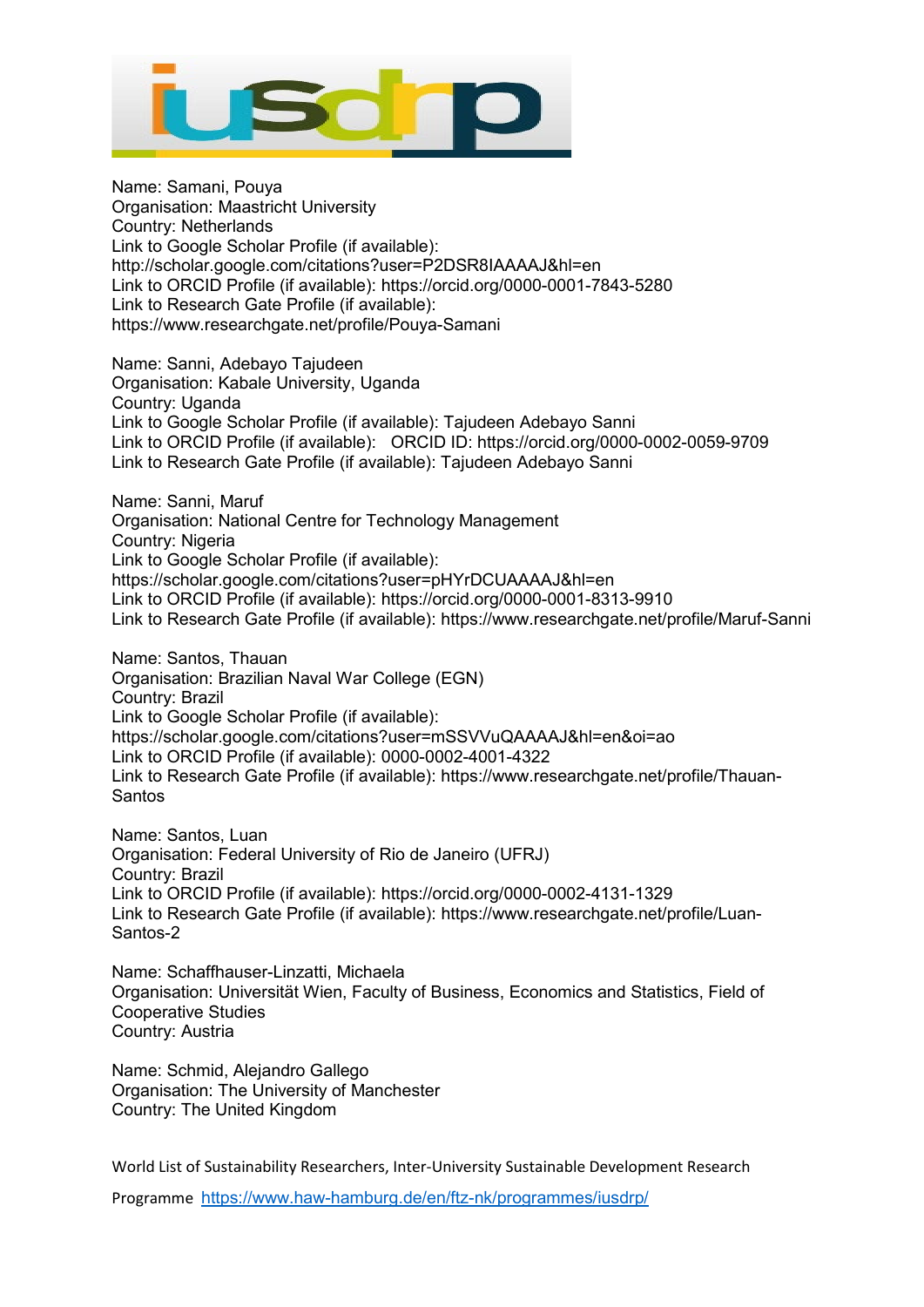Name: Samani, Pouya
Organisation: Maastricht University
Country: Netherlands
Link to Google Scholar Profile (if available):
http://scholar.google.com/citations?user=P2DSR8IAAAAJ&hl=en
Link to ORCID Profile (if available): https://orcid.org/0000-0001-7843-5280
Link to Research Gate Profile (if available):
https://www.researchgate.net/profile/Pouya-Samani

Name: Sanni, Adebayo Tajudeen
Organisation: Kabale University, Uganda
Country: Uganda
Link to Google Scholar Profile (if available): Tajudeen Adebayo Sanni
Link to ORCID Profile (if available): ORCID ID: https://orcid.org/0000-0002-0059-9709
Link to Research Gate Profile (if available): Tajudeen Adebayo Sanni

Name: Sanni, Maruf
Organisation: National Centre for Technology Management
Country: Nigeria
Link to Google Scholar Profile (if available):
https://scholar.google.com/citations?user=pHYrDCUAAAAJ&hl=en
Link to ORCID Profile (if available): https://orcid.org/0000-0001-8313-9910
Link to Research Gate Profile (if available): https://www.researchgate.net/profile/Maruf-Sanni

Name: Santos, Thauan
Organisation: Brazilian Naval War College (EGN)
Country: Brazil
Link to Google Scholar Profile (if available):
https://scholar.google.com/citations?user=mSSVVuQAAAAJ&hl=en&oi=ao
Link to ORCID Profile (if available): 0000-0002-4001-4322
Link to Research Gate Profile (if available): https://www.researchgate.net/profile/Thauan-Santos

Name: Santos, Luan
Organisation: Federal University of Rio de Janeiro (UFRJ)
Country: Brazil
Link to ORCID Profile (if available): https://orcid.org/0000-0002-4131-1329
Link to Research Gate Profile (if available): https://www.researchgate.net/profile/Luan-Santos-2

Name: Schaffhauser-Linzatti, Michaela
Organisation: Universität Wien, Faculty of Business, Economics and Statistics, Field of Cooperative Studies
Country: Austria

Name: Schmid, Alejandro Gallego
Organisation: The University of Manchester
Country: The United Kingdom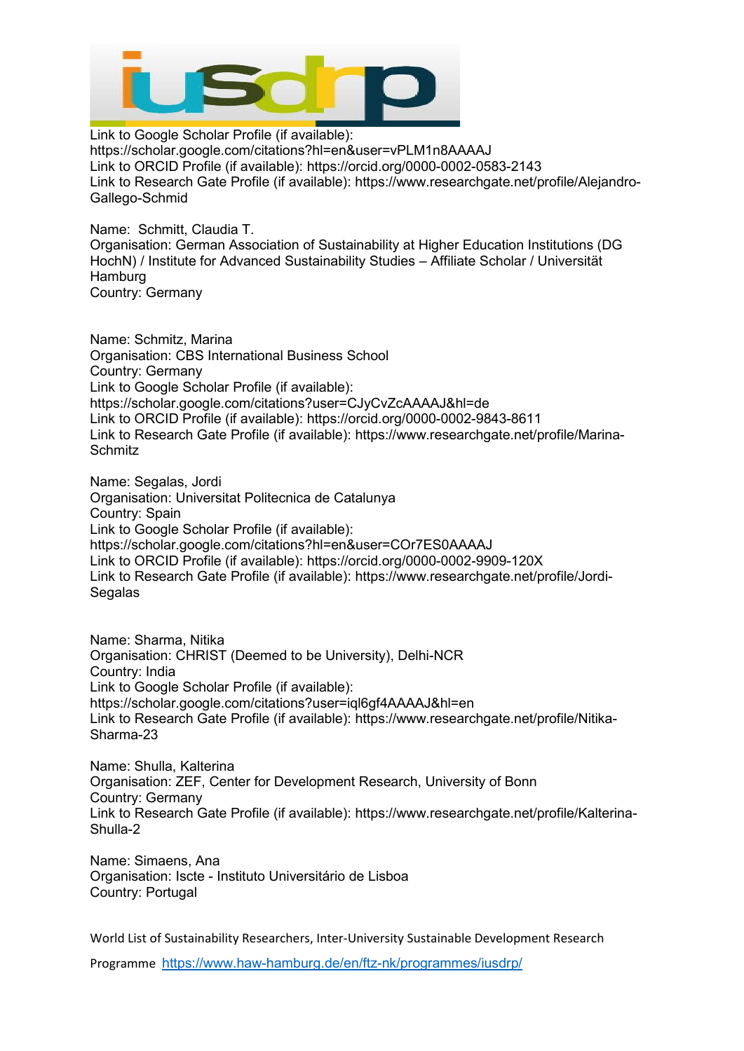Link to Google Scholar Profile (if available):
https://scholar.google.com/citations?hl=en&user=vPLM1n8AAAAJ
Link to ORCID Profile (if available): https://orcid.org/0000-0002-0583-2143
Link to Research Gate Profile (if available): https://www.researchgate.net/profile/Alejandro-Gallego-Schmid

Name: Schmitt, Claudia T.
Organisation: German Association of Sustainability at Higher Education Institutions (DG HochN) / Institute for Advanced Sustainability Studies – Affiliate Scholar / Universität Hamburg
Country: Germany

Name: Schmitz, Marina
Organisation: CBS International Business School
Country: Germany
Link to Google Scholar Profile (if available):
https://scholar.google.com/citations?user=CJyCvZcAAAAJ&hl=de
Link to ORCID Profile (if available): https://orcid.org/0000-0002-9843-8611
Link to Research Gate Profile (if available): https://www.researchgate.net/profile/Marina-Schmitz

Name: Segalas, Jordi
Organisation: Universitat Politecnica de Catalunya
Country: Spain
Link to Google Scholar Profile (if available):
https://scholar.google.com/citations?hl=en&user=COr7ES0AAAAJ
Link to ORCID Profile (if available): https://orcid.org/0000-0002-9909-120X
Link to Research Gate Profile (if available): https://www.researchgate.net/profile/Jordi-Segalas

Name: Sharma, Nitika
Organisation: CHRIST (Deemed to be University), Delhi-NCR
Country: India
Link to Google Scholar Profile (if available):
https://scholar.google.com/citations?user=iql6gf4AAAAJ&hl=en
Link to Research Gate Profile (if available): https://www.researchgate.net/profile/Nitika-Sharma-23

Name: Shulla, Kalterina
Organisation: ZEF, Center for Development Research, University of Bonn
Country: Germany
Link to Research Gate Profile (if available): https://www.researchgate.net/profile/Kalterina-Shulla-2

Name: Simaens, Ana
Organisation: Iscte - Instituto Universitário de Lisboa
Country: Portugal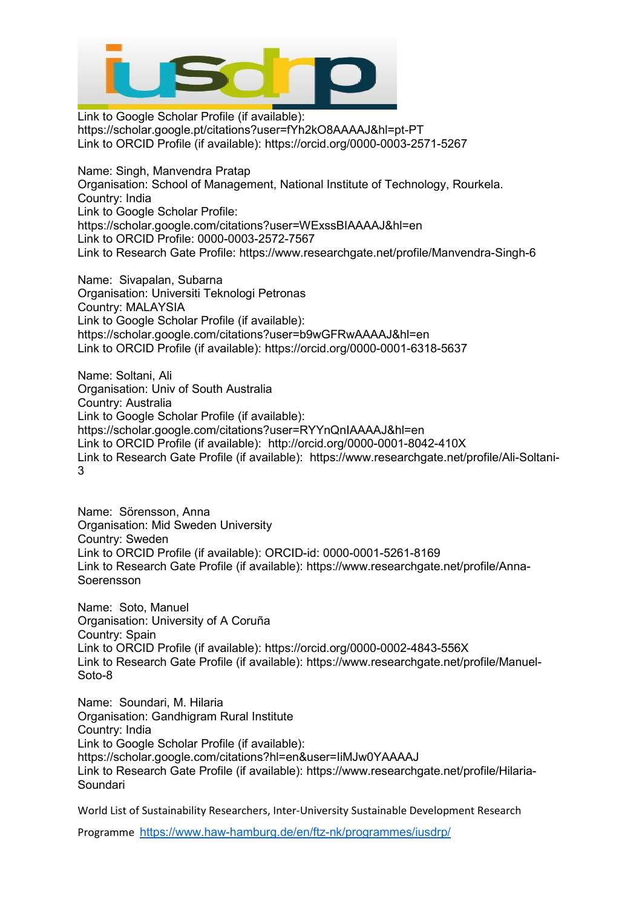Link to Google Scholar Profile (if available):
https://scholar.google.pt/citations?user=fYh2kO8AAAAJ&hl=pt-PT
Link to ORCID Profile (if available): https://orcid.org/0000-0003-2571-5267

Name: Singh, Manvendra Pratap
Organisation: School of Management, National Institute of Technology, Rourkela.
Country: India
Link to Google Scholar Profile:
https://scholar.google.com/citations?user=WExssBIAAAAJ&hl=en
Link to ORCID Profile: 0000-0003-2572-7567
Link to Research Gate Profile: https://www.researchgate.net/profile/Manvendra-Singh-6

Name: Sivapalan, Subarna
Organisation: Universiti Teknologi Petronas
Country: MALAYSIA
Link to Google Scholar Profile (if available):
https://scholar.google.com/citations?user=b9wGFRwAAAAJ&hl=en
Link to ORCID Profile (if available): https://orcid.org/0000-0001-6318-5637

Name: Soltani, Ali
Organisation: Univ of South Australia
Country: Australia
Link to Google Scholar Profile (if available):
https://scholar.google.com/citations?user=RYYnQnIAAAAJ&hl=en
Link to ORCID Profile (if available): http://orcid.org/0000-0001-8042-410X
Link to Research Gate Profile (if available): https://www.researchgate.net/profile/Ali-Soltani-3

Name: Sörensson, Anna
Organisation: Mid Sweden University
Country: Sweden
Link to ORCID Profile (if available): ORCID-id: 0000-0001-5261-8169
Link to Research Gate Profile (if available): https://www.researchgate.net/profile/Anna-Soerensson

Name: Soto, Manuel
Organisation: University of A Coruña
Country: Spain
Link to ORCID Profile (if available): https://orcid.org/0000-0002-4843-556X
Link to Research Gate Profile (if available): https://www.researchgate.net/profile/Manuel-Soto-8

Name: Soundari, M. Hilaria
Organisation: Gandhigram Rural Institute
Country: India
Link to Google Scholar Profile (if available):
https://scholar.google.com/citations?hl=en&user=IiMJw0YAAAAJ
Link to Research Gate Profile (if available): https://www.researchgate.net/profile/Hilaria-Soundari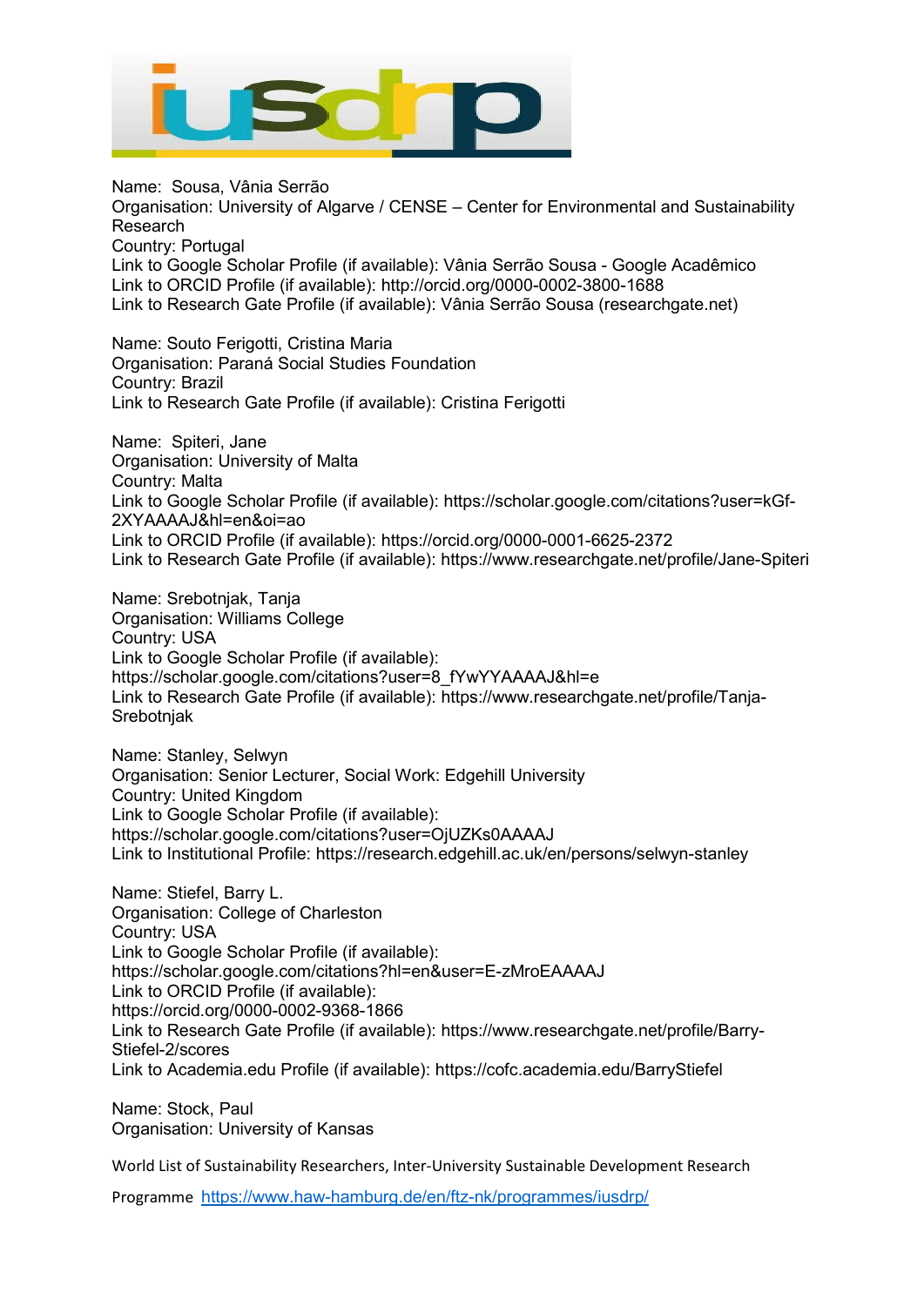Name: Sousa, Vânia Serrão
Organisation: University of Algarve / CENSE – Center for Environmental and Sustainability Research
Country: Portugal
Link to Google Scholar Profile (if available): Vânia Serrão Sousa - Google Acadêmico
Link to ORCID Profile (if available): http://orcid.org/0000-0002-3800-1688
Link to Research Gate Profile (if available): Vânia Serrão Sousa (researchgate.net)

Name: Souto Ferigotti, Cristina Maria
Organisation: Paraná Social Studies Foundation
Country: Brazil
Link to Research Gate Profile (if available): Cristina Ferigotti

Name: Spiteri, Jane
Organisation: University of Malta
Country: Malta
Link to Google Scholar Profile (if available): https://scholar.google.com/citations?user=kGf-2XYAAAAJ&hl=en&oi=ao
Link to ORCID Profile (if available): https://orcid.org/0000-0001-6625-2372
Link to Research Gate Profile (if available): https://www.researchgate.net/profile/Jane-Spiteri

Name: Srebotnjak, Tanja
Organisation: Williams College
Country: USA
Link to Google Scholar Profile (if available):
https://scholar.google.com/citations?user=8_fYwYYAAAAJ&hl=e
Link to Research Gate Profile (if available): https://www.researchgate.net/profile/Tanja-Srebotnjak

Name: Stanley, Selwyn
Organisation: Senior Lecturer, Social Work: Edgehill University
Country: United Kingdom
Link to Google Scholar Profile (if available):
https://scholar.google.com/citations?user=OjUZKs0AAAAJ
Link to Institutional Profile: https://research.edgehill.ac.uk/en/persons/selwyn-stanley

Name: Stiefel, Barry L.
Organisation: College of Charleston
Country: USA
Link to Google Scholar Profile (if available):
https://scholar.google.com/citations?hl=en&user=E-zMroEAAAAJ
Link to ORCID Profile (if available):
https://orcid.org/0000-0002-9368-1866
Link to Research Gate Profile (if available): https://www.researchgate.net/profile/Barry-Stiefel-2/scores
Link to Academia.edu Profile (if available): https://cofc.academia.edu/BarryStiefel

Name: Stock, Paul
Organisation: University of Kansas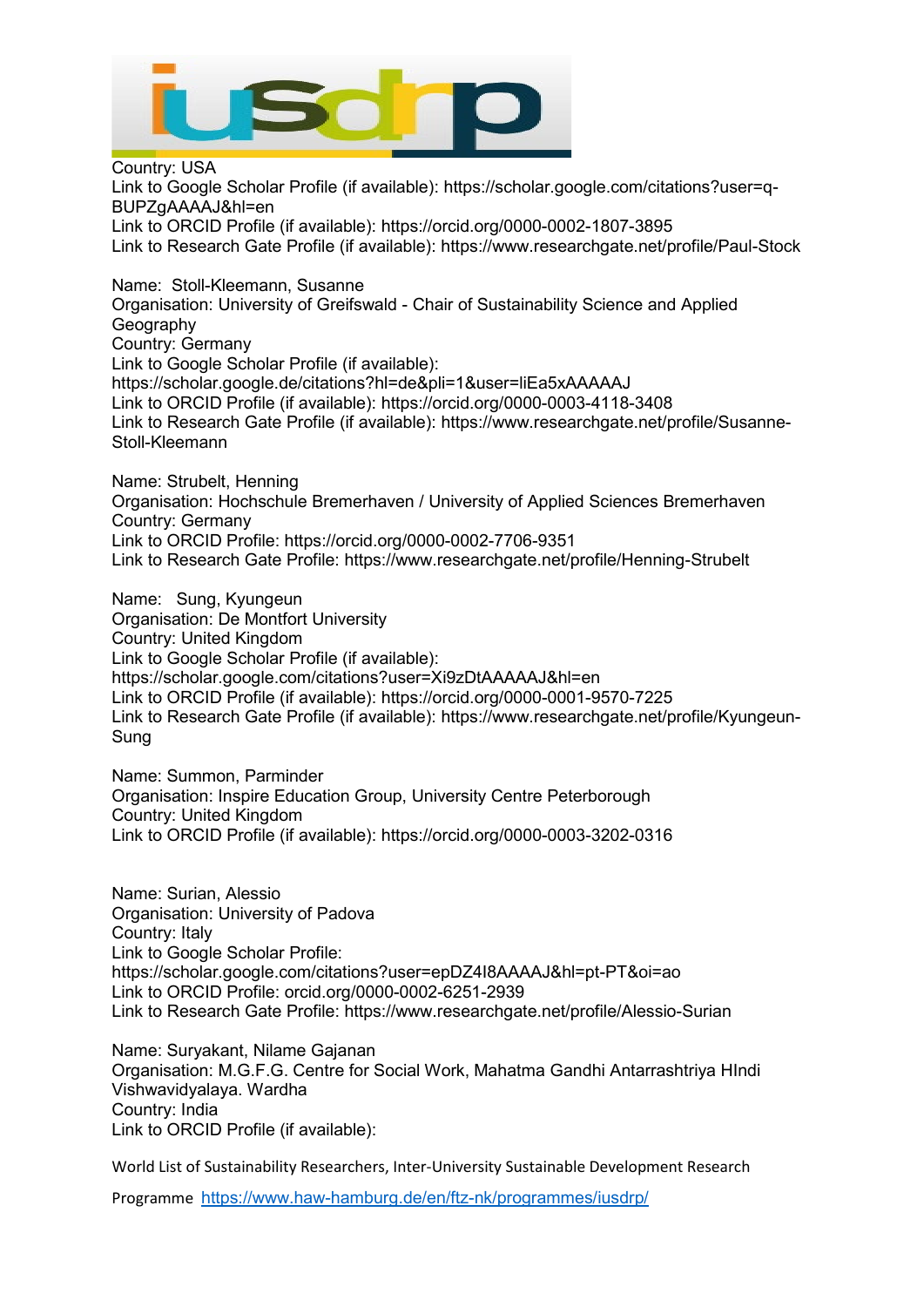Country: USA
Link to Google Scholar Profile (if available): https://scholar.google.com/citations?user=q-BUPZgAAAAJ&hl=en
Link to ORCID Profile (if available): https://orcid.org/0000-0002-1807-3895
Link to Research Gate Profile (if available): https://www.researchgate.net/profile/Paul-Stock

Name: Stoll-Kleemann, Susanne
Organisation: University of Greifswald - Chair of Sustainability Science and Applied Geography
Country: Germany
Link to Google Scholar Profile (if available):
https://scholar.google.de/citations?hl=de&pli=1&user=liEa5xAAAAAJ
Link to ORCID Profile (if available): https://orcid.org/0000-0003-4118-3408
Link to Research Gate Profile (if available): https://www.researchgate.net/profile/Susanne-Stoll-Kleemann

Name: Strubelt, Henning
Organisation: Hochschule Bremerhaven / University of Applied Sciences Bremerhaven
Country: Germany
Link to ORCID Profile: https://orcid.org/0000-0002-7706-9351
Link to Research Gate Profile: https://www.researchgate.net/profile/Henning-Strubelt

Name: Sung, Kyungeun
Organisation: De Montfort University
Country: United Kingdom
Link to Google Scholar Profile (if available):
https://scholar.google.com/citations?user=Xi9zDtAAAAAJ&hl=en
Link to ORCID Profile (if available): https://orcid.org/0000-0001-9570-7225
Link to Research Gate Profile (if available): https://www.researchgate.net/profile/Kyungeun-Sung

Name: Summon, Parminder
Organisation: Inspire Education Group, University Centre Peterborough
Country: United Kingdom
Link to ORCID Profile (if available): https://orcid.org/0000-0003-3202-0316

Name: Surian, Alessio
Organisation: University of Padova
Country: Italy
Link to Google Scholar Profile:
https://scholar.google.com/citations?user=epDZ4I8AAAAJ&hl=pt-PT&oi=ao
Link to ORCID Profile: orcid.org/0000-0002-6251-2939
Link to Research Gate Profile: https://www.researchgate.net/profile/Alessio-Surian

Name: Suryakant, Nilame Gajanan
Organisation: M.G.F.G. Centre for Social Work, Mahatma Gandhi Antarrashtriya HIndi Vishwavidyalaya. Wardha
Country: India
Link to ORCID Profile (if available):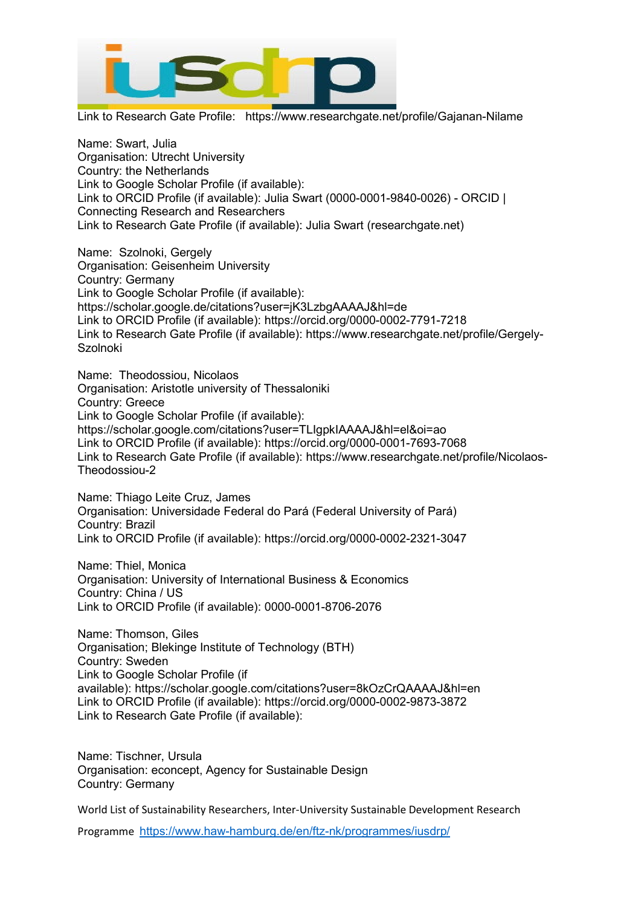Link to Research Gate Profile: https://www.researchgate.net/profile/Gajanan-Nilame

Name: Swart, Julia
Organisation: Utrecht University
Country: the Netherlands
Link to Google Scholar Profile (if available):
Link to ORCID Profile (if available): Julia Swart (0000-0001-9840-0026) - ORCID | Connecting Research and Researchers
Link to Research Gate Profile (if available): Julia Swart (researchgate.net)

Name: Szolnoki, Gergely
Organisation: Geisenheim University
Country: Germany
Link to Google Scholar Profile (if available): https://scholar.google.de/citations?user=jK3LzbgAAAAJ&hl=de
Link to ORCID Profile (if available): https://orcid.org/0000-0002-7791-7218
Link to Research Gate Profile (if available): https://www.researchgate.net/profile/Gergely-Szolnoki

Name: Theodossiou, Nicolaos
Organisation: Aristotle university of Thessaloniki
Country: Greece
Link to Google Scholar Profile (if available): https://scholar.google.com/citations?user=TLIgpkIAAAAJ&hl=el&oi=ao
Link to ORCID Profile (if available): https://orcid.org/0000-0001-7693-7068
Link to Research Gate Profile (if available): https://www.researchgate.net/profile/Nicolaos-Theodossiou-2

Name: Thiago Leite Cruz, James
Organisation: Universidade Federal do Pará (Federal University of Pará)
Country: Brazil
Link to ORCID Profile (if available): https://orcid.org/0000-0002-2321-3047

Name: Thiel, Monica
Organisation: University of International Business & Economics
Country: China / US
Link to ORCID Profile (if available): 0000-0001-8706-2076

Name: Thomson, Giles
Organisation; Blekinge Institute of Technology (BTH)
Country: Sweden
Link to Google Scholar Profile (if available): https://scholar.google.com/citations?user=8kOzCrQAAAAJ&hl=en
Link to ORCID Profile (if available): https://orcid.org/0000-0002-9873-3872
Link to Research Gate Profile (if available):

Name: Tischner, Ursula
Organisation: econcept, Agency for Sustainable Design
Country: Germany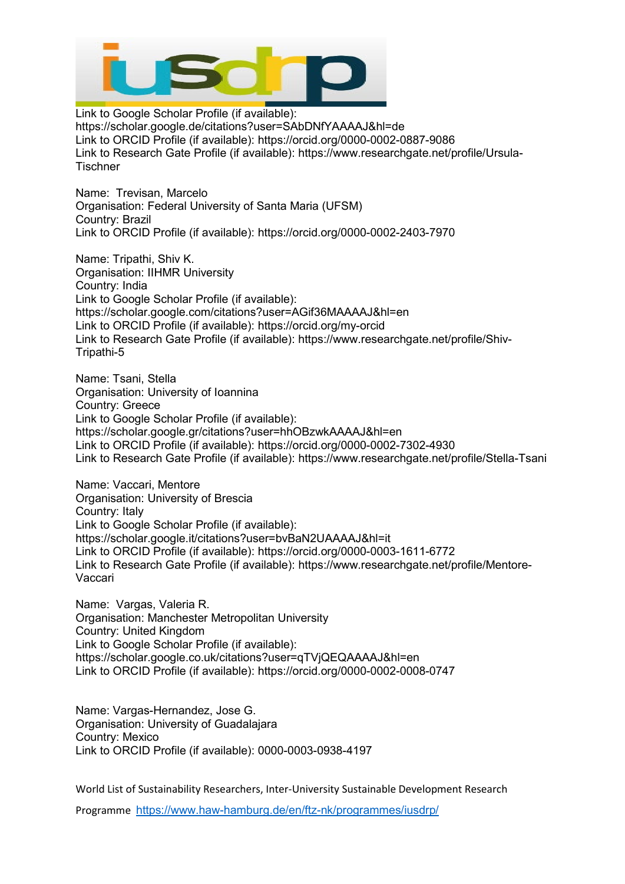Link to Google Scholar Profile (if available): https://scholar.google.de/citations?user=SAbDNfYAAAAJ&hl=de
Link to ORCID Profile (if available): https://orcid.org/0000-0002-0887-9086
Link to Research Gate Profile (if available): https://www.researchgate.net/profile/Ursula-Tischner

Name: Trevisan, Marcelo
Organisation: Federal University of Santa Maria (UFSM)
Country: Brazil
Link to ORCID Profile (if available): https://orcid.org/0000-0002-2403-7970

Name: Tripathi, Shiv K.
Organisation: IIHMR University
Country: India
Link to Google Scholar Profile (if available): https://scholar.google.com/citations?user=AGif36MAAAAJ&hl=en
Link to ORCID Profile (if available): https://orcid.org/my-orcid
Link to Research Gate Profile (if available): https://www.researchgate.net/profile/Shiv-Tripathi-5

Name: Tsani, Stella
Organisation: University of Ioannina
Country: Greece
Link to Google Scholar Profile (if available): https://scholar.google.gr/citations?user=hhOBzwkAAAAJ&hl=en
Link to ORCID Profile (if available): https://orcid.org/0000-0002-7302-4930
Link to Research Gate Profile (if available): https://www.researchgate.net/profile/Stella-Tsani

Name: Vaccari, Mentore
Organisation: University of Brescia
Country: Italy
Link to Google Scholar Profile (if available): https://scholar.google.it/citations?user=bvBaN2UAAAAJ&hl=it
Link to ORCID Profile (if available): https://orcid.org/0000-0003-1611-6772
Link to Research Gate Profile (if available): https://www.researchgate.net/profile/Mentore-Vaccari

Name: Vargas, Valeria R.
Organisation: Manchester Metropolitan University
Country: United Kingdom
Link to Google Scholar Profile (if available): https://scholar.google.co.uk/citations?user=qTVjQEQAAAAJ&hl=en
Link to ORCID Profile (if available): https://orcid.org/0000-0002-0008-0747

Name: Vargas-Hernandez, Jose G.
Organisation: University of Guadalajara
Country: Mexico
Link to ORCID Profile (if available): 0000-0003-0938-4197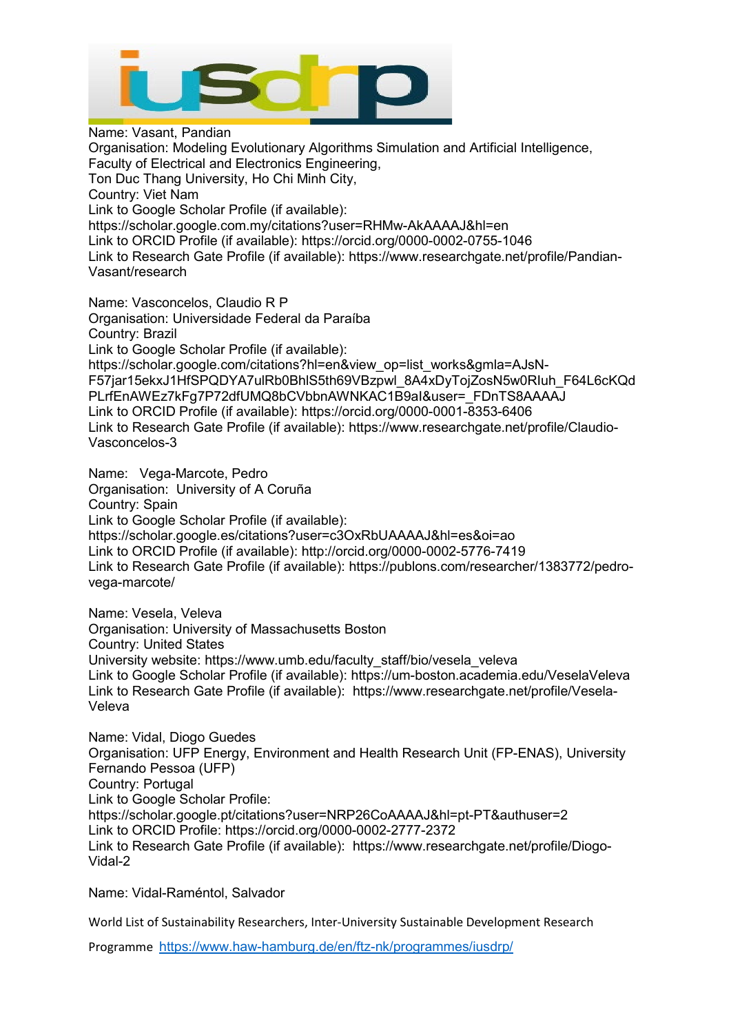Name: Vasant, Pandian
Organisation: Modeling Evolutionary Algorithms Simulation and Artificial Intelligence, Faculty of Electrical and Electronics Engineering,
Ton Duc Thang University, Ho Chi Minh City,
Country: Viet Nam
Link to Google Scholar Profile (if available):
https://scholar.google.com.my/citations?user=RHMw-AkAAAAJ&hl=en
Link to ORCID Profile (if available): https://orcid.org/0000-0002-0755-1046
Link to Research Gate Profile (if available): https://www.researchgate.net/profile/Pandian-Vasant/research

Name: Vasconcelos, Claudio R P
Organisation: Universidade Federal da Paraíba
Country: Brazil
Link to Google Scholar Profile (if available):
https://scholar.google.com/citations?hl=en&view_op=list_works&gmla=AJsN-F57jar15ekxJ1HfSPQDYA7ulRb0BhlS5th69VBzpwl_8A4xDyTojZosN5w0Rluh_F64L6cKQdPLrfEnAWEz7kFg7P72dfUMQ8bCVbbnAWNKAC1B9aI&user=_FDnTS8AAAAJ
Link to ORCID Profile (if available): https://orcid.org/0000-0001-8353-6406
Link to Research Gate Profile (if available): https://www.researchgate.net/profile/Claudio-Vasconcelos-3

Name: Vega-Marcote, Pedro
Organisation: University of A Coruña
Country: Spain
Link to Google Scholar Profile (if available):
https://scholar.google.es/citations?user=c3OxRbUAAAAJ&hl=es&oi=ao
Link to ORCID Profile (if available): http://orcid.org/0000-0002-5776-7419
Link to Research Gate Profile (if available): https://publons.com/researcher/1383772/pedro-vega-marcote/

Name: Vesela, Veleva
Organisation: University of Massachusetts Boston
Country: United States
University website: https://www.umb.edu/faculty_staff/bio/vesela_veleva
Link to Google Scholar Profile (if available): https://um-boston.academia.edu/VeselaVeleva
Link to Research Gate Profile (if available): https://www.researchgate.net/profile/Vesela-Veleva

Name: Vidal, Diogo Guedes
Organisation: UFP Energy, Environment and Health Research Unit (FP-ENAS), University Fernando Pessoa (UFP)
Country: Portugal
Link to Google Scholar Profile:
https://scholar.google.pt/citations?user=NRP26CoAAAAJ&hl=pt-PT&authuser=2
Link to ORCID Profile: https://orcid.org/0000-0002-2777-2372
Link to Research Gate Profile (if available): https://www.researchgate.net/profile/Diogo-Vidal-2

Name: Vidal-Raméntol, Salvador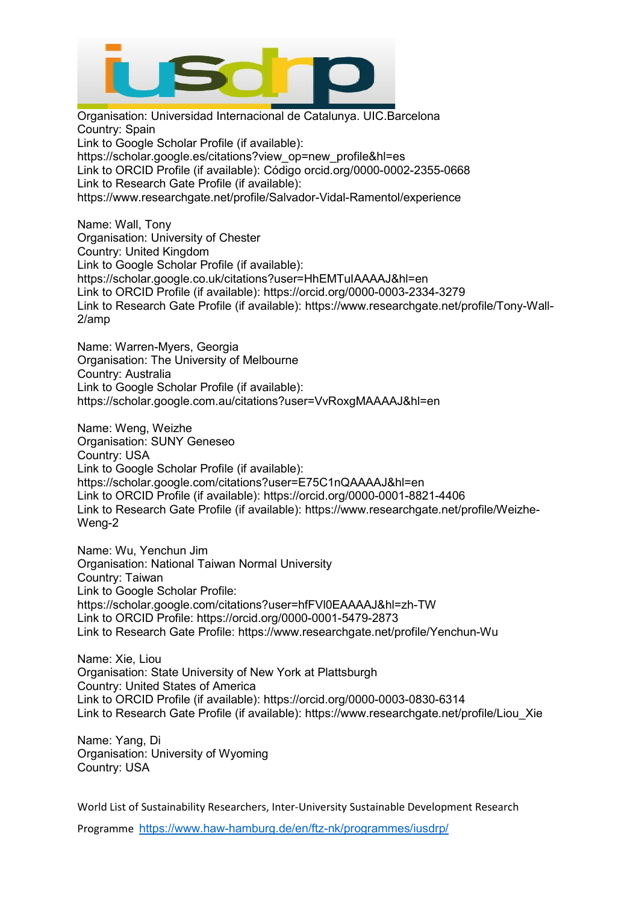Organisation: Universidad Internacional de Catalunya. UIC.Barcelona
Country: Spain
Link to Google Scholar Profile (if available):
https://scholar.google.es/citations?view_op=new_profile&hl=es
Link to ORCID Profile (if available): Código orcid.org/0000-0002-2355-0668
Link to Research Gate Profile (if available):
https://www.researchgate.net/profile/Salvador-Vidal-Ramentol/experience

Name: Wall, Tony
Organisation: University of Chester
Country: United Kingdom
Link to Google Scholar Profile (if available):
https://scholar.google.co.uk/citations?user=HhEMTuIAAAAJ&hl=en
Link to ORCID Profile (if available): https://orcid.org/0000-0003-2334-3279
Link to Research Gate Profile (if available): https://www.researchgate.net/profile/Tony-Wall-2/amp

Name: Warren-Myers, Georgia
Organisation: The University of Melbourne
Country: Australia
Link to Google Scholar Profile (if available):
https://scholar.google.com.au/citations?user=VvRoxgMAAAAJ&hl=en

Name: Weng, Weizhe
Organisation: SUNY Geneseo
Country: USA
Link to Google Scholar Profile (if available):
https://scholar.google.com/citations?user=E75C1nQAAAAJ&hl=en
Link to ORCID Profile (if available): https://orcid.org/0000-0001-8821-4406
Link to Research Gate Profile (if available): https://www.researchgate.net/profile/Weizhe-Weng-2

Name: Wu, Yenchun Jim
Organisation: National Taiwan Normal University
Country: Taiwan
Link to Google Scholar Profile:
https://scholar.google.com/citations?user=hfFVl0EAAAAJ&hl=zh-TW
Link to ORCID Profile: https://orcid.org/0000-0001-5479-2873
Link to Research Gate Profile: https://www.researchgate.net/profile/Yenchun-Wu

Name: Xie, Liou
Organisation: State University of New York at Plattsburgh
Country: United States of America
Link to ORCID Profile (if available): https://orcid.org/0000-0003-0830-6314
Link to Research Gate Profile (if available): https://www.researchgate.net/profile/Liou_Xie

Name: Yang, Di
Organisation: University of Wyoming
Country: USA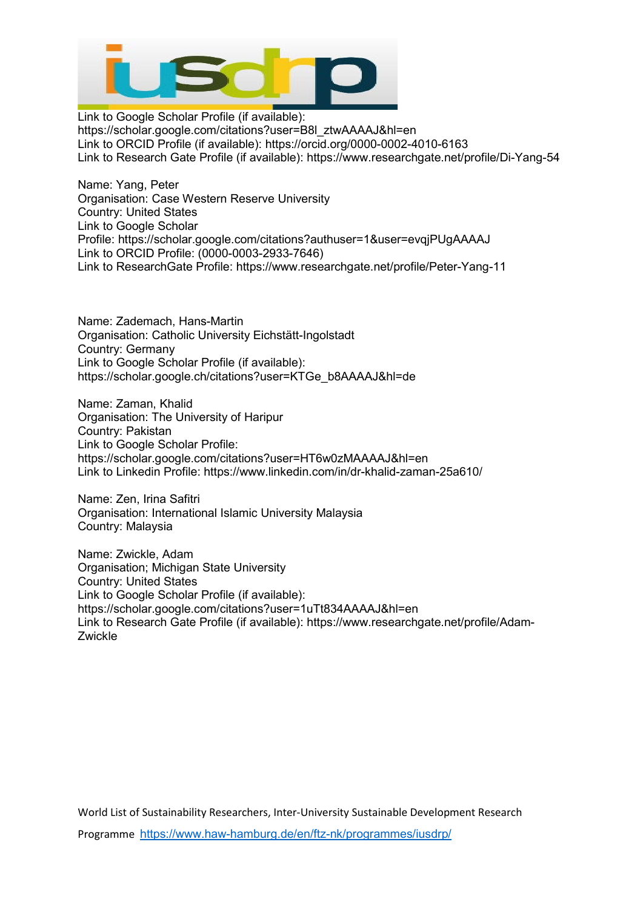Link to Google Scholar Profile (if available):
https://scholar.google.com/citations?user=B8l_ztwAAAAJ&hl=en
Link to ORCID Profile (if available): https://orcid.org/0000-0002-4010-6163
Link to Research Gate Profile (if available): https://www.researchgate.net/profile/Di-Yang-54

Name: Yang, Peter
Organisation: Case Western Reserve University
Country: United States
Link to Google Scholar Profile: https://scholar.google.com/citations?authuser=1&user=evqjPUgAAAAJ
Link to ORCID Profile: (0000-0003-2933-7646)
Link to ResearchGate Profile: https://www.researchgate.net/profile/Peter-Yang-11

Name: Zademach, Hans-Martin
Organisation: Catholic University Eichstätt-Ingolstadt
Country: Germany
Link to Google Scholar Profile (if available):
https://scholar.google.ch/citations?user=KTGe_b8AAAAJ&hl=de

Name: Zaman, Khalid
Organisation: The University of Haripur
Country: Pakistan
Link to Google Scholar Profile:
https://scholar.google.com/citations?user=HT6w0zMAAAAJ&hl=en
Link to Linkedin Profile: https://www.linkedin.com/in/dr-khalid-zaman-25a610/

Name: Zen, Irina Safitri
Organisation: International Islamic University Malaysia
Country: Malaysia

Name: Zwickle, Adam
Organisation; Michigan State University
Country: United States
Link to Google Scholar Profile (if available):
https://scholar.google.com/citations?user=1uTt834AAAAJ&hl=en
Link to Research Gate Profile (if available): https://www.researchgate.net/profile/Adam-Zwickle